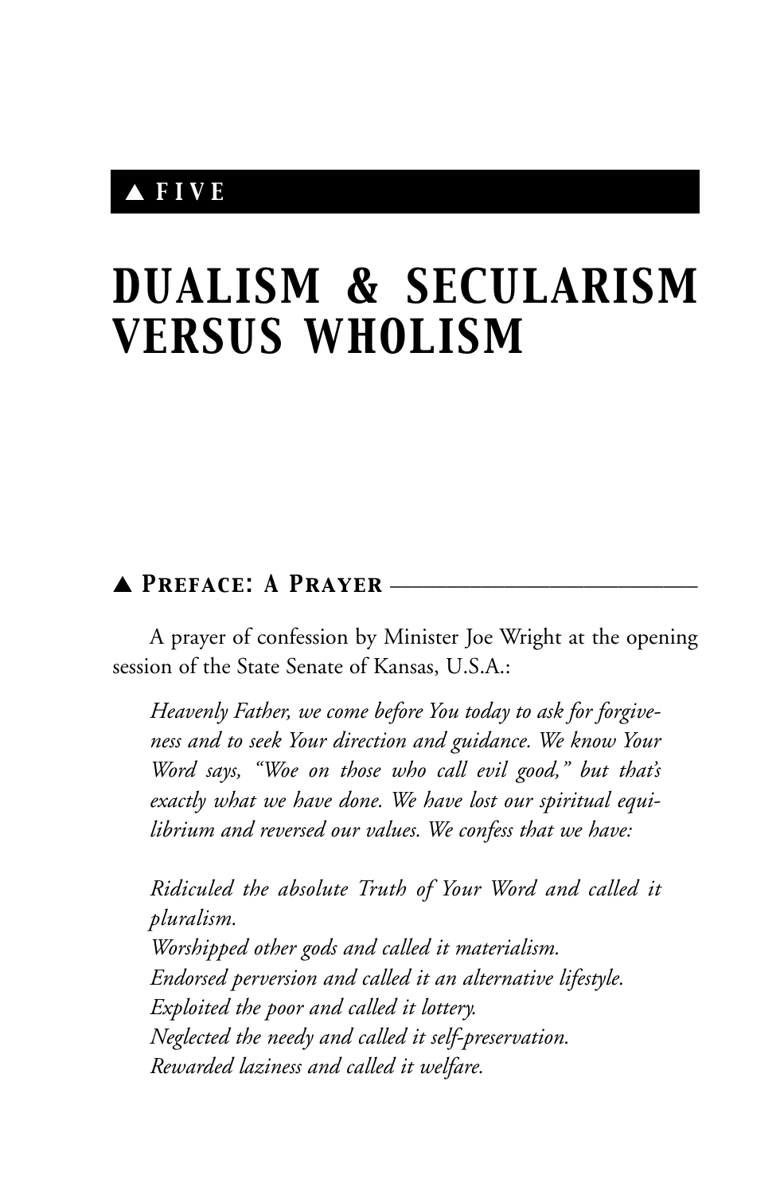## ▲ FIVE

# DUALISM & SECULARISM VERSUS WHOLISM

### ▲ Preface: A Prayer

A prayer of confession by Minister Joe Wright at the opening session of the State Senate of Kansas, U.S.A.:

> *Heavenly Father, we come before You today to ask for forgiveness and to seek Your direction and guidance. We know Your Word says, "Woe on those who call evil good," but that's exactly what we have done. We have lost our spiritual equilibrium and reversed our values. We confess that we have:*
>
> *Ridiculed the absolute Truth of Your Word and called it pluralism.*
> *Worshipped other gods and called it materialism.*
> *Endorsed perversion and called it an alternative lifestyle.*
> *Exploited the poor and called it lottery.*
> *Neglected the needy and called it self-preservation.*
> *Rewarded laziness and called it welfare.*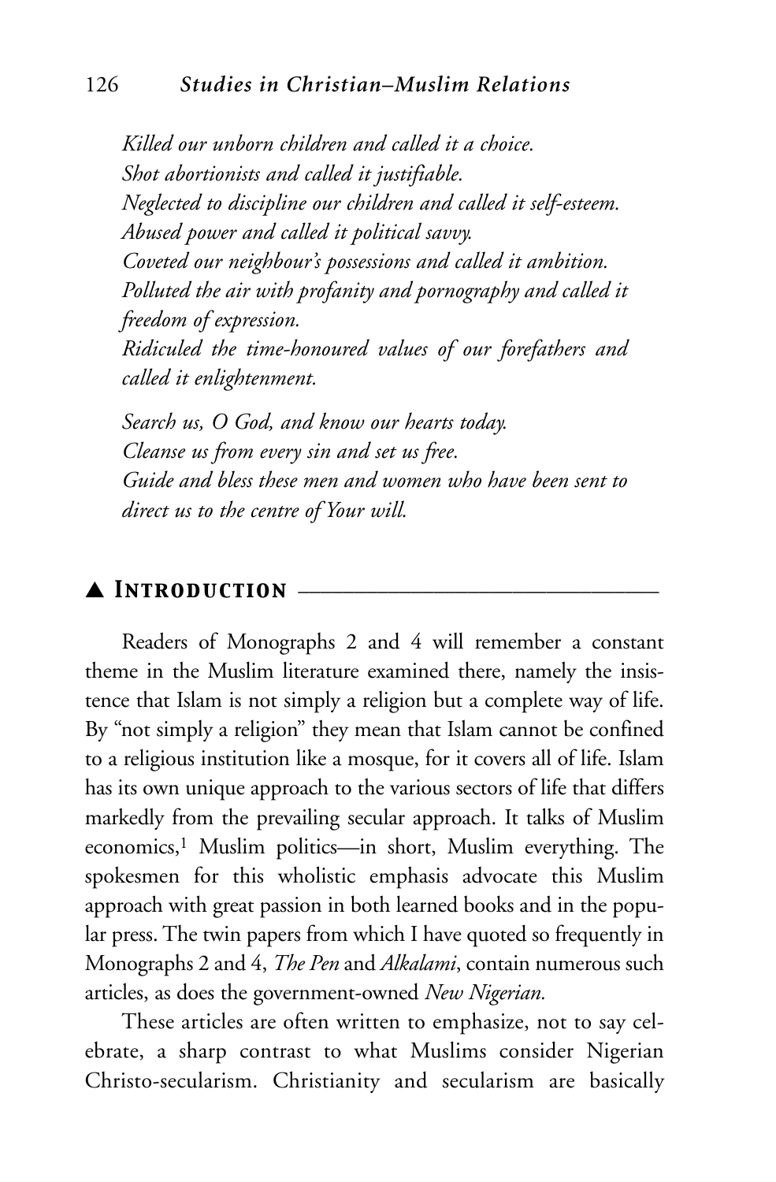*Killed our unborn children and called it a choice.*
*Shot abortionists and called it justifiable.*
*Neglected to discipline our children and called it self-esteem.*
*Abused power and called it political savvy.*
*Coveted our neighbour's possessions and called it ambition.*
*Polluted the air with profanity and pornography and called it freedom of expression.*
*Ridiculed the time-honoured values of our forefathers and called it enlightenment.*

*Search us, O God, and know our hearts today.*
*Cleanse us from every sin and set us free.*
*Guide and bless these men and women who have been sent to direct us to the centre of Your will.*

## ▲ Introduction

Readers of Monographs 2 and 4 will remember a constant theme in the Muslim literature examined there, namely the insistence that Islam is not simply a religion but a complete way of life. By "not simply a religion" they mean that Islam cannot be confined to a religious institution like a mosque, for it covers all of life. Islam has its own unique approach to the various sectors of life that differs markedly from the prevailing secular approach. It talks of Muslim economics,[1] Muslim politics—in short, Muslim everything. The spokesmen for this wholistic emphasis advocate this Muslim approach with great passion in both learned books and in the popular press. The twin papers from which I have quoted so frequently in Monographs 2 and 4, *The Pen* and *Alkalami*, contain numerous such articles, as does the government-owned *New Nigerian.*

These articles are often written to emphasize, not to say celebrate, a sharp contrast to what Muslims consider Nigerian Christo-secularism. Christianity and secularism are basically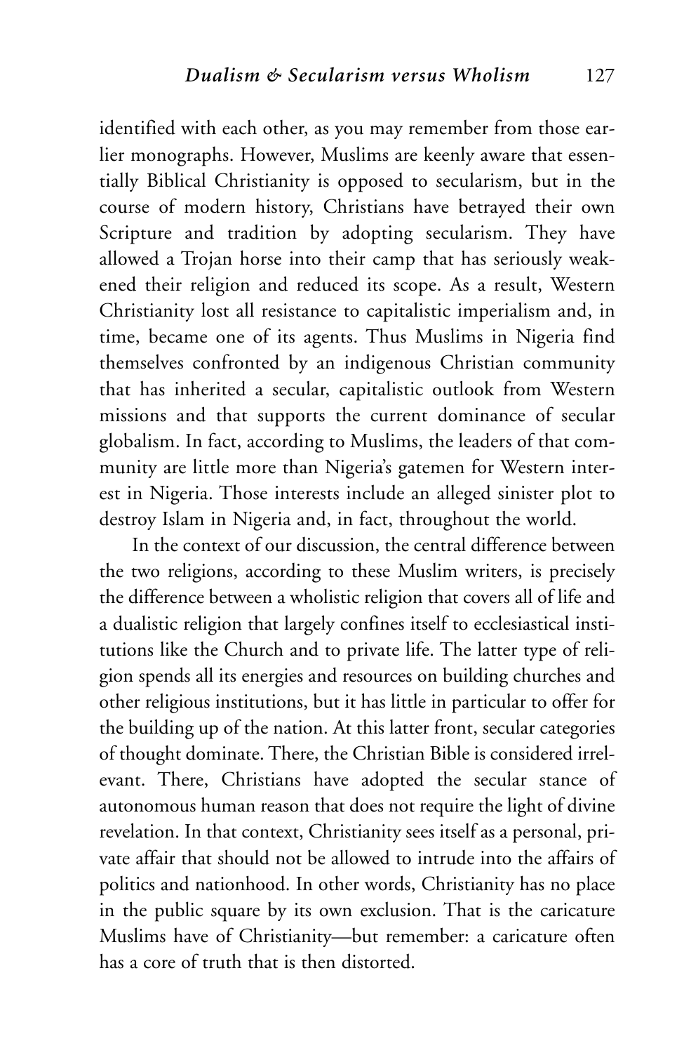identified with each other, as you may remember from those earlier monographs. However, Muslims are keenly aware that essentially Biblical Christianity is opposed to secularism, but in the course of modern history, Christians have betrayed their own Scripture and tradition by adopting secularism. They have allowed a Trojan horse into their camp that has seriously weakened their religion and reduced its scope. As a result, Western Christianity lost all resistance to capitalistic imperialism and, in time, became one of its agents. Thus Muslims in Nigeria find themselves confronted by an indigenous Christian community that has inherited a secular, capitalistic outlook from Western missions and that supports the current dominance of secular globalism. In fact, according to Muslims, the leaders of that community are little more than Nigeria's gatemen for Western interest in Nigeria. Those interests include an alleged sinister plot to destroy Islam in Nigeria and, in fact, throughout the world.

In the context of our discussion, the central difference between the two religions, according to these Muslim writers, is precisely the difference between a wholistic religion that covers all of life and a dualistic religion that largely confines itself to ecclesiastical institutions like the Church and to private life. The latter type of religion spends all its energies and resources on building churches and other religious institutions, but it has little in particular to offer for the building up of the nation. At this latter front, secular categories of thought dominate. There, the Christian Bible is considered irrelevant. There, Christians have adopted the secular stance of autonomous human reason that does not require the light of divine revelation. In that context, Christianity sees itself as a personal, private affair that should not be allowed to intrude into the affairs of politics and nationhood. In other words, Christianity has no place in the public square by its own exclusion. That is the caricature Muslims have of Christianity—but remember: a caricature often has a core of truth that is then distorted.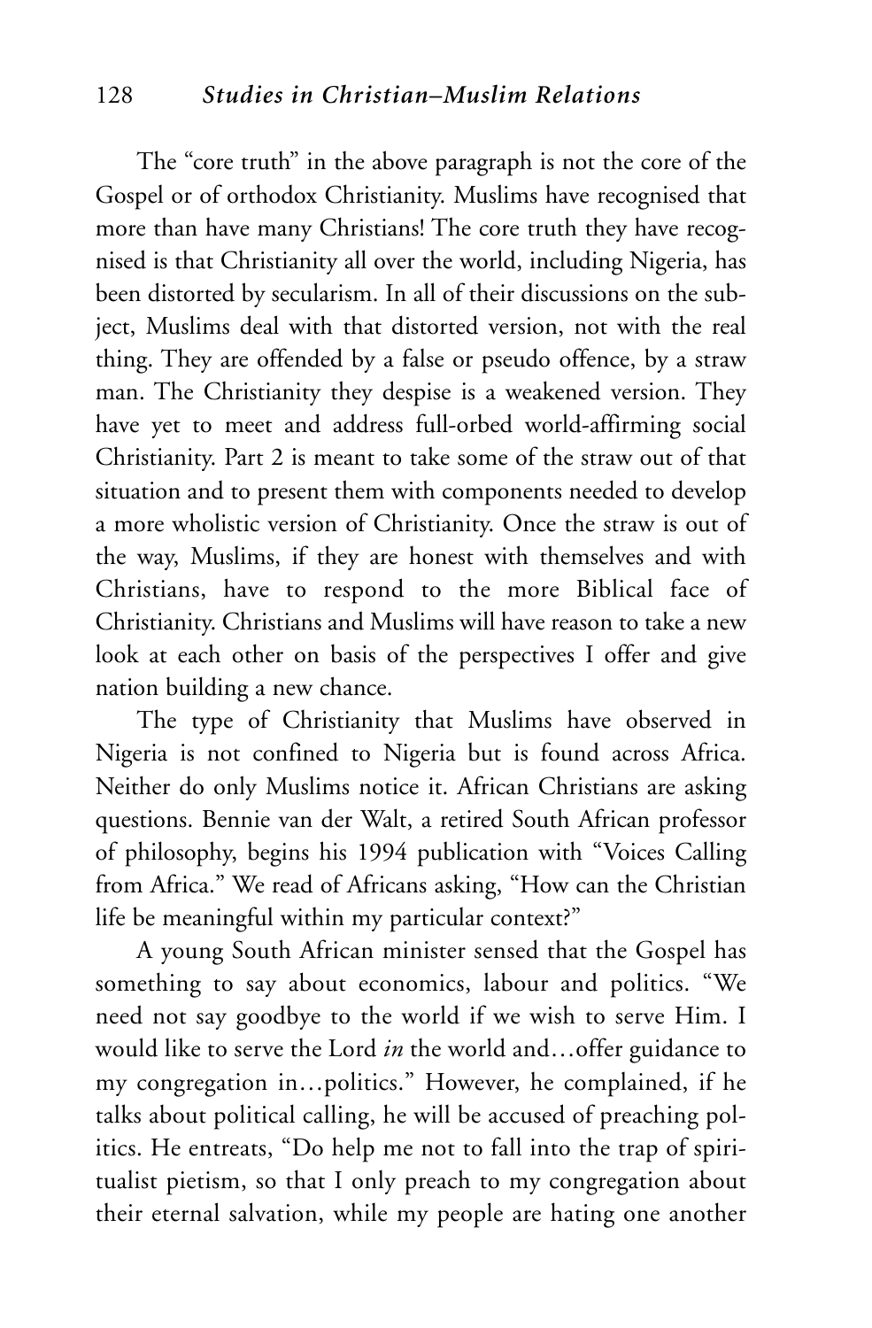The "core truth" in the above paragraph is not the core of the Gospel or of orthodox Christianity. Muslims have recognised that more than have many Christians! The core truth they have recognised is that Christianity all over the world, including Nigeria, has been distorted by secularism. In all of their discussions on the subject, Muslims deal with that distorted version, not with the real thing. They are offended by a false or pseudo offence, by a straw man. The Christianity they despise is a weakened version. They have yet to meet and address full-orbed world-affirming social Christianity. Part 2 is meant to take some of the straw out of that situation and to present them with components needed to develop a more wholistic version of Christianity. Once the straw is out of the way, Muslims, if they are honest with themselves and with Christians, have to respond to the more Biblical face of Christianity. Christians and Muslims will have reason to take a new look at each other on basis of the perspectives I offer and give nation building a new chance.

The type of Christianity that Muslims have observed in Nigeria is not confined to Nigeria but is found across Africa. Neither do only Muslims notice it. African Christians are asking questions. Bennie van der Walt, a retired South African professor of philosophy, begins his 1994 publication with "Voices Calling from Africa." We read of Africans asking, "How can the Christian life be meaningful within my particular context?"

A young South African minister sensed that the Gospel has something to say about economics, labour and politics. "We need not say goodbye to the world if we wish to serve Him. I would like to serve the Lord *in* the world and…offer guidance to my congregation in…politics." However, he complained, if he talks about political calling, he will be accused of preaching politics. He entreats, "Do help me not to fall into the trap of spiritualist pietism, so that I only preach to my congregation about their eternal salvation, while my people are hating one another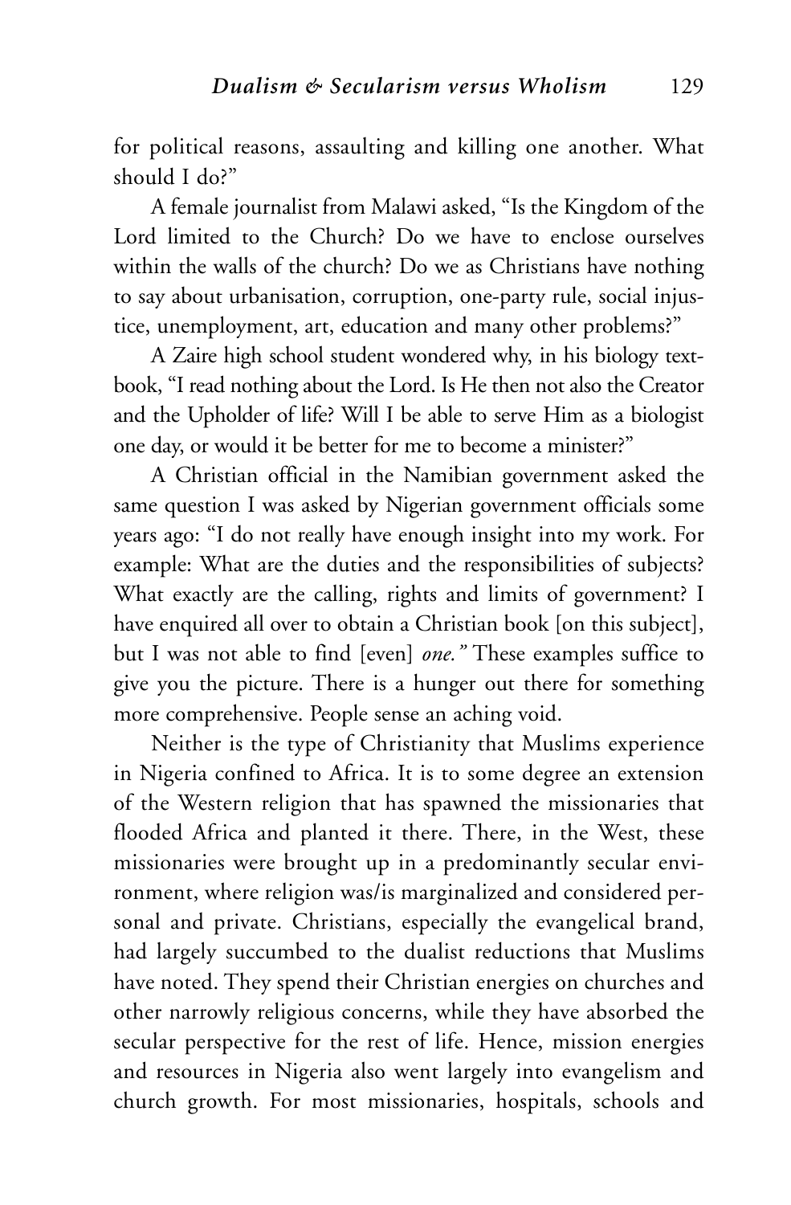for political reasons, assaulting and killing one another. What should I do?"

A female journalist from Malawi asked, "Is the Kingdom of the Lord limited to the Church? Do we have to enclose ourselves within the walls of the church? Do we as Christians have nothing to say about urbanisation, corruption, one-party rule, social injustice, unemployment, art, education and many other problems?"

A Zaire high school student wondered why, in his biology textbook, "I read nothing about the Lord. Is He then not also the Creator and the Upholder of life? Will I be able to serve Him as a biologist one day, or would it be better for me to become a minister?"

A Christian official in the Namibian government asked the same question I was asked by Nigerian government officials some years ago: "I do not really have enough insight into my work. For example: What are the duties and the responsibilities of subjects? What exactly are the calling, rights and limits of government? I have enquired all over to obtain a Christian book [on this subject], but I was not able to find [even] *one."* These examples suffice to give you the picture. There is a hunger out there for something more comprehensive. People sense an aching void.

Neither is the type of Christianity that Muslims experience in Nigeria confined to Africa. It is to some degree an extension of the Western religion that has spawned the missionaries that flooded Africa and planted it there. There, in the West, these missionaries were brought up in a predominantly secular environment, where religion was/is marginalized and considered personal and private. Christians, especially the evangelical brand, had largely succumbed to the dualist reductions that Muslims have noted. They spend their Christian energies on churches and other narrowly religious concerns, while they have absorbed the secular perspective for the rest of life. Hence, mission energies and resources in Nigeria also went largely into evangelism and church growth. For most missionaries, hospitals, schools and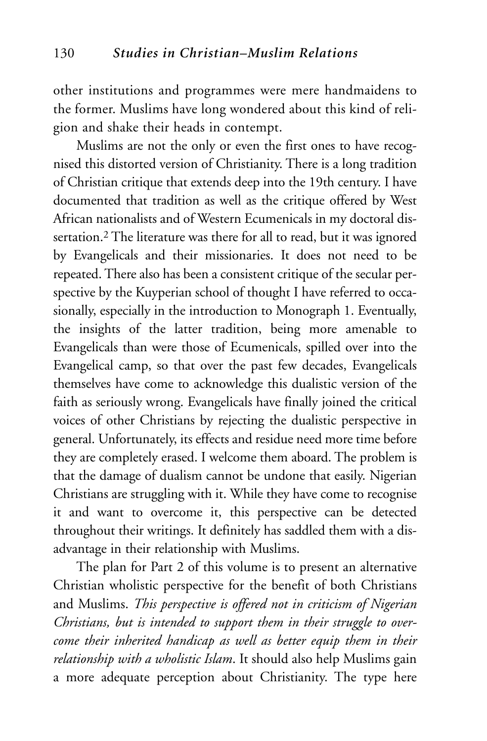other institutions and programmes were mere handmaidens to the former. Muslims have long wondered about this kind of religion and shake their heads in contempt.

Muslims are not the only or even the first ones to have recognised this distorted version of Christianity. There is a long tradition of Christian critique that extends deep into the 19th century. I have documented that tradition as well as the critique offered by West African nationalists and of Western Ecumenicals in my doctoral dissertation.[2] The literature was there for all to read, but it was ignored by Evangelicals and their missionaries. It does not need to be repeated. There also has been a consistent critique of the secular perspective by the Kuyperian school of thought I have referred to occasionally, especially in the introduction to Monograph 1. Eventually, the insights of the latter tradition, being more amenable to Evangelicals than were those of Ecumenicals, spilled over into the Evangelical camp, so that over the past few decades, Evangelicals themselves have come to acknowledge this dualistic version of the faith as seriously wrong. Evangelicals have finally joined the critical voices of other Christians by rejecting the dualistic perspective in general. Unfortunately, its effects and residue need more time before they are completely erased. I welcome them aboard. The problem is that the damage of dualism cannot be undone that easily. Nigerian Christians are struggling with it. While they have come to recognise it and want to overcome it, this perspective can be detected throughout their writings. It definitely has saddled them with a disadvantage in their relationship with Muslims.

The plan for Part 2 of this volume is to present an alternative Christian wholistic perspective for the benefit of both Christians and Muslims. *This perspective is offered not in criticism of Nigerian Christians, but is intended to support them in their struggle to overcome their inherited handicap as well as better equip them in their relationship with a wholistic Islam*. It should also help Muslims gain a more adequate perception about Christianity. The type here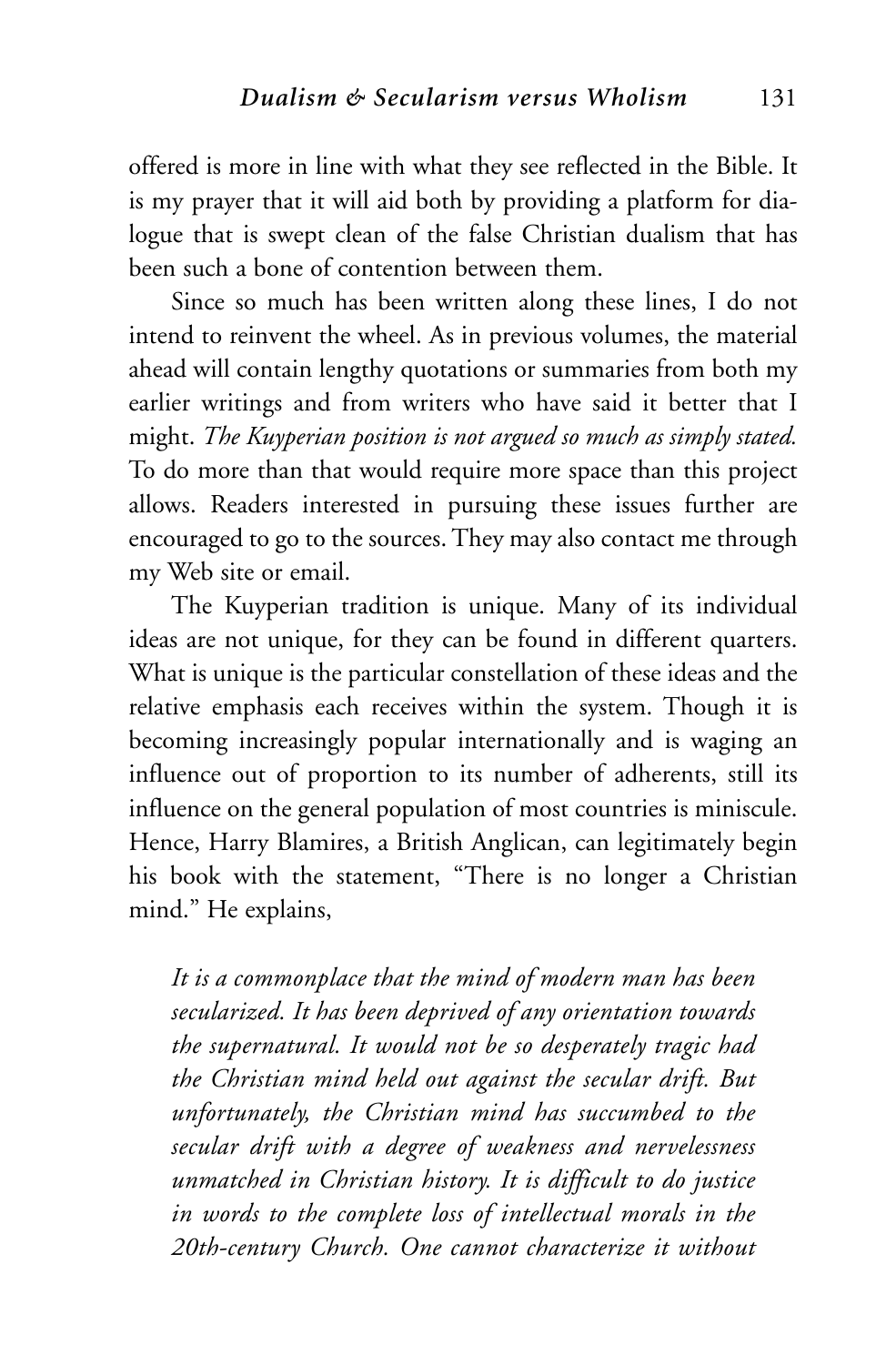offered is more in line with what they see reflected in the Bible. It is my prayer that it will aid both by providing a platform for dialogue that is swept clean of the false Christian dualism that has been such a bone of contention between them.

Since so much has been written along these lines, I do not intend to reinvent the wheel. As in previous volumes, the material ahead will contain lengthy quotations or summaries from both my earlier writings and from writers who have said it better that I might. *The Kuyperian position is not argued so much as simply stated.* To do more than that would require more space than this project allows. Readers interested in pursuing these issues further are encouraged to go to the sources. They may also contact me through my Web site or email.

The Kuyperian tradition is unique. Many of its individual ideas are not unique, for they can be found in different quarters. What is unique is the particular constellation of these ideas and the relative emphasis each receives within the system. Though it is becoming increasingly popular internationally and is waging an influence out of proportion to its number of adherents, still its influence on the general population of most countries is miniscule. Hence, Harry Blamires, a British Anglican, can legitimately begin his book with the statement, "There is no longer a Christian mind." He explains,

> *It is a commonplace that the mind of modern man has been secularized. It has been deprived of any orientation towards the supernatural. It would not be so desperately tragic had the Christian mind held out against the secular drift. But unfortunately, the Christian mind has succumbed to the secular drift with a degree of weakness and nervelessness unmatched in Christian history. It is difficult to do justice in words to the complete loss of intellectual morals in the 20th-century Church. One cannot characterize it without*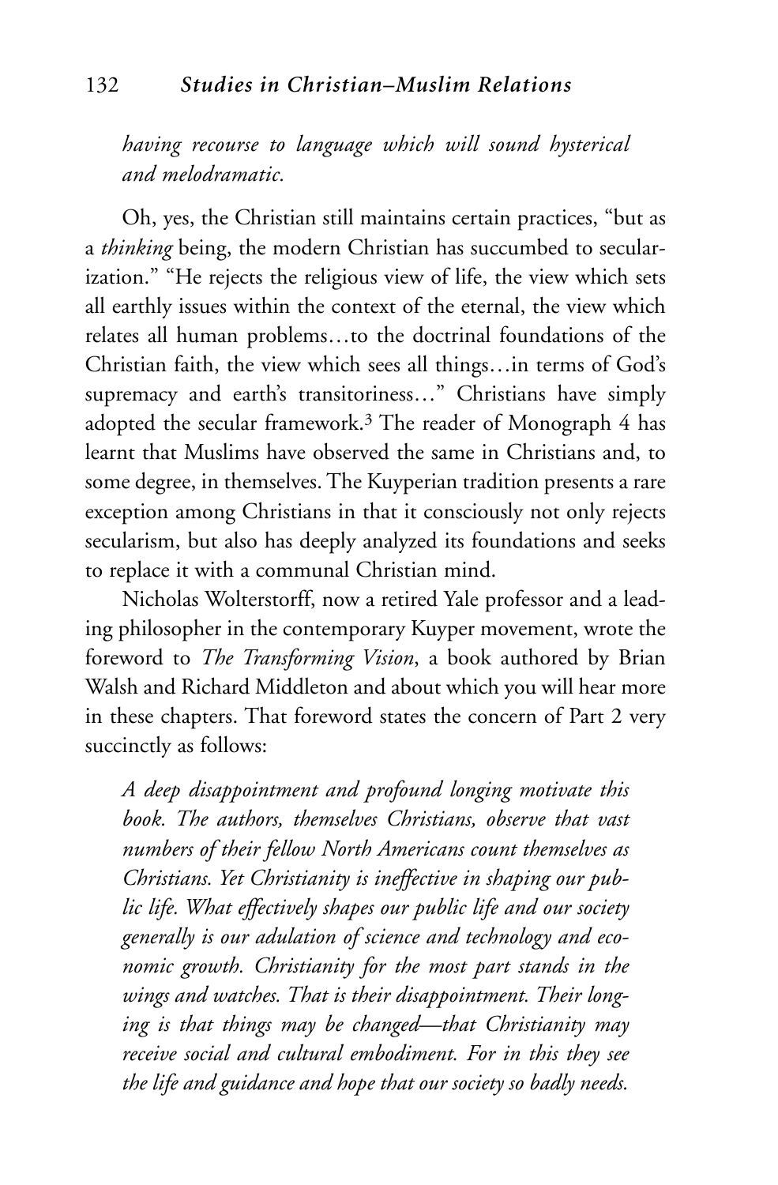*having recourse to language which will sound hysterical and melodramatic.*

Oh, yes, the Christian still maintains certain practices, "but as a *thinking* being, the modern Christian has succumbed to secularization." "He rejects the religious view of life, the view which sets all earthly issues within the context of the eternal, the view which relates all human problems…to the doctrinal foundations of the Christian faith, the view which sees all things…in terms of God's supremacy and earth's transitoriness…" Christians have simply adopted the secular framework.[3] The reader of Monograph 4 has learnt that Muslims have observed the same in Christians and, to some degree, in themselves. The Kuyperian tradition presents a rare exception among Christians in that it consciously not only rejects secularism, but also has deeply analyzed its foundations and seeks to replace it with a communal Christian mind.

Nicholas Wolterstorff, now a retired Yale professor and a leading philosopher in the contemporary Kuyper movement, wrote the foreword to *The Transforming Vision*, a book authored by Brian Walsh and Richard Middleton and about which you will hear more in these chapters. That foreword states the concern of Part 2 very succinctly as follows:

*A deep disappointment and profound longing motivate this book. The authors, themselves Christians, observe that vast numbers of their fellow North Americans count themselves as Christians. Yet Christianity is ineffective in shaping our public life. What effectively shapes our public life and our society generally is our adulation of science and technology and economic growth. Christianity for the most part stands in the wings and watches. That is their disappointment. Their longing is that things may be changed—that Christianity may receive social and cultural embodiment. For in this they see the life and guidance and hope that our society so badly needs.*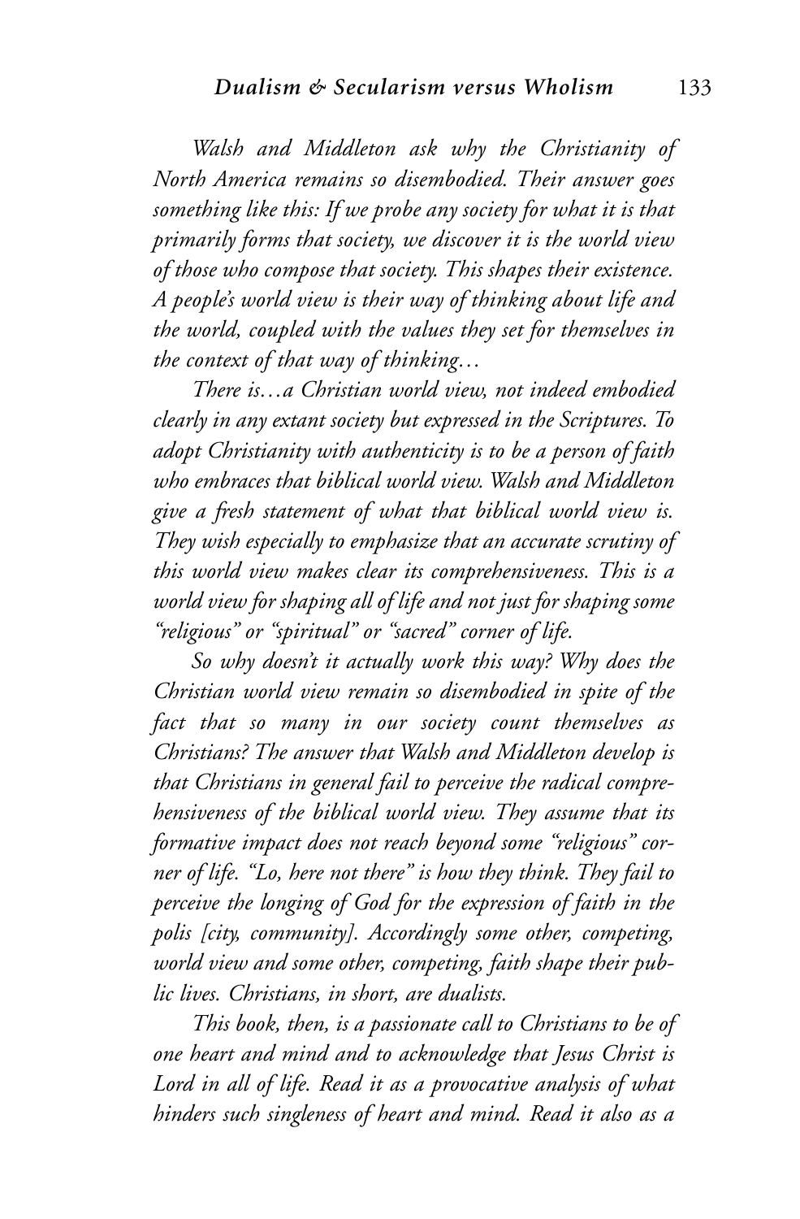*Walsh and Middleton ask why the Christianity of North America remains so disembodied. Their answer goes something like this: If we probe any society for what it is that primarily forms that society, we discover it is the world view of those who compose that society. This shapes their existence. A people's world view is their way of thinking about life and the world, coupled with the values they set for themselves in the context of that way of thinking…*

*There is…a Christian world view, not indeed embodied clearly in any extant society but expressed in the Scriptures. To adopt Christianity with authenticity is to be a person of faith who embraces that biblical world view. Walsh and Middleton give a fresh statement of what that biblical world view is. They wish especially to emphasize that an accurate scrutiny of this world view makes clear its comprehensiveness. This is a world view for shaping all of life and not just for shaping some "religious" or "spiritual" or "sacred" corner of life.*

*So why doesn't it actually work this way? Why does the Christian world view remain so disembodied in spite of the fact that so many in our society count themselves as Christians? The answer that Walsh and Middleton develop is that Christians in general fail to perceive the radical comprehensiveness of the biblical world view. They assume that its formative impact does not reach beyond some "religious" corner of life. "Lo, here not there" is how they think. They fail to perceive the longing of God for the expression of faith in the polis [city, community]. Accordingly some other, competing, world view and some other, competing, faith shape their public lives. Christians, in short, are dualists.*

*This book, then, is a passionate call to Christians to be of one heart and mind and to acknowledge that Jesus Christ is Lord in all of life. Read it as a provocative analysis of what hinders such singleness of heart and mind. Read it also as a*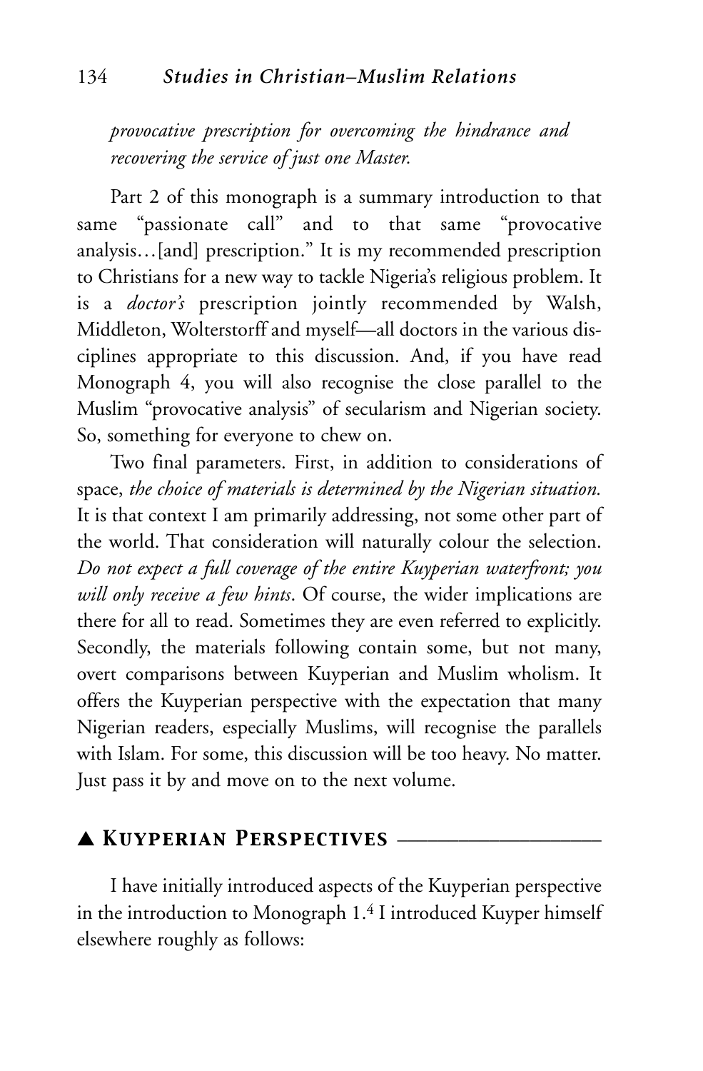*provocative prescription for overcoming the hindrance and recovering the service of just one Master.*

Part 2 of this monograph is a summary introduction to that same "passionate call" and to that same "provocative analysis…[and] prescription." It is my recommended prescription to Christians for a new way to tackle Nigeria's religious problem. It is a *doctor's* prescription jointly recommended by Walsh, Middleton, Wolterstorff and myself—all doctors in the various disciplines appropriate to this discussion. And, if you have read Monograph 4, you will also recognise the close parallel to the Muslim "provocative analysis" of secularism and Nigerian society. So, something for everyone to chew on.

Two final parameters. First, in addition to considerations of space, *the choice of materials is determined by the Nigerian situation.* It is that context I am primarily addressing, not some other part of the world. That consideration will naturally colour the selection. *Do not expect a full coverage of the entire Kuyperian waterfront; you will only receive a few hints*. Of course, the wider implications are there for all to read. Sometimes they are even referred to explicitly. Secondly, the materials following contain some, but not many, overt comparisons between Kuyperian and Muslim wholism. It offers the Kuyperian perspective with the expectation that many Nigerian readers, especially Muslims, will recognise the parallels with Islam. For some, this discussion will be too heavy. No matter. Just pass it by and move on to the next volume.

## ▲ Kuyperian Perspectives

I have initially introduced aspects of the Kuyperian perspective in the introduction to Monograph 1.[4] I introduced Kuyper himself elsewhere roughly as follows: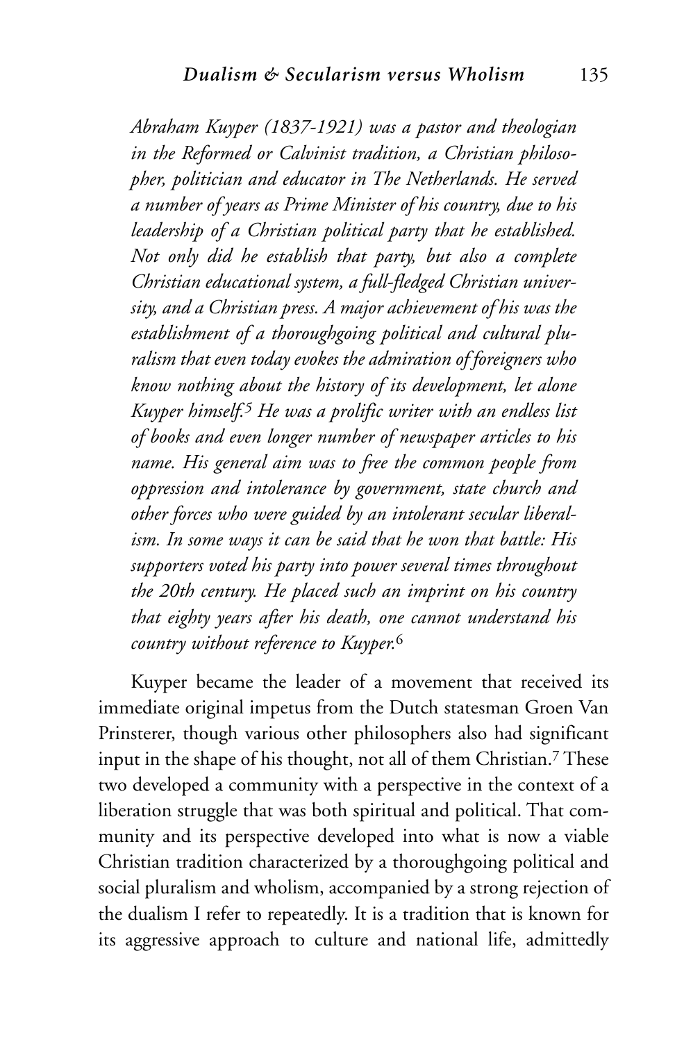*Abraham Kuyper (1837-1921) was a pastor and theologian in the Reformed or Calvinist tradition, a Christian philosopher, politician and educator in The Netherlands. He served a number of years as Prime Minister of his country, due to his leadership of a Christian political party that he established. Not only did he establish that party, but also a complete Christian educational system, a full-fledged Christian university, and a Christian press. A major achievement of his was the establishment of a thoroughgoing political and cultural pluralism that even today evokes the admiration of foreigners who know nothing about the history of its development, let alone Kuyper himself.*[5] *He was a prolific writer with an endless list of books and even longer number of newspaper articles to his name. His general aim was to free the common people from oppression and intolerance by government, state church and other forces who were guided by an intolerant secular liberalism. In some ways it can be said that he won that battle: His supporters voted his party into power several times throughout the 20th century. He placed such an imprint on his country that eighty years after his death, one cannot understand his country without reference to Kuyper.*[6]

Kuyper became the leader of a movement that received its immediate original impetus from the Dutch statesman Groen Van Prinsterer, though various other philosophers also had significant input in the shape of his thought, not all of them Christian.[7] These two developed a community with a perspective in the context of a liberation struggle that was both spiritual and political. That community and its perspective developed into what is now a viable Christian tradition characterized by a thoroughgoing political and social pluralism and wholism, accompanied by a strong rejection of the dualism I refer to repeatedly. It is a tradition that is known for its aggressive approach to culture and national life, admittedly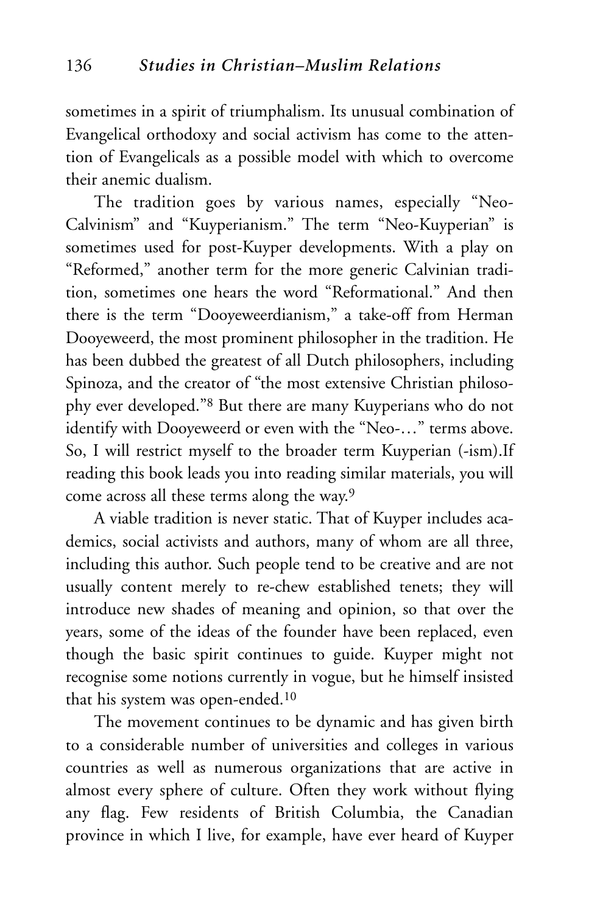sometimes in a spirit of triumphalism. Its unusual combination of Evangelical orthodoxy and social activism has come to the attention of Evangelicals as a possible model with which to overcome their anemic dualism.

The tradition goes by various names, especially "Neo-Calvinism" and "Kuyperianism." The term "Neo-Kuyperian" is sometimes used for post-Kuyper developments. With a play on "Reformed," another term for the more generic Calvinian tradition, sometimes one hears the word "Reformational." And then there is the term "Dooyeweerdianism," a take-off from Herman Dooyeweerd, the most prominent philosopher in the tradition. He has been dubbed the greatest of all Dutch philosophers, including Spinoza, and the creator of "the most extensive Christian philosophy ever developed."[8] But there are many Kuyperians who do not identify with Dooyeweerd or even with the "Neo-…" terms above. So, I will restrict myself to the broader term Kuyperian (-ism).If reading this book leads you into reading similar materials, you will come across all these terms along the way.[9]

A viable tradition is never static. That of Kuyper includes academics, social activists and authors, many of whom are all three, including this author. Such people tend to be creative and are not usually content merely to re-chew established tenets; they will introduce new shades of meaning and opinion, so that over the years, some of the ideas of the founder have been replaced, even though the basic spirit continues to guide. Kuyper might not recognise some notions currently in vogue, but he himself insisted that his system was open-ended.[10]

The movement continues to be dynamic and has given birth to a considerable number of universities and colleges in various countries as well as numerous organizations that are active in almost every sphere of culture. Often they work without flying any flag. Few residents of British Columbia, the Canadian province in which I live, for example, have ever heard of Kuyper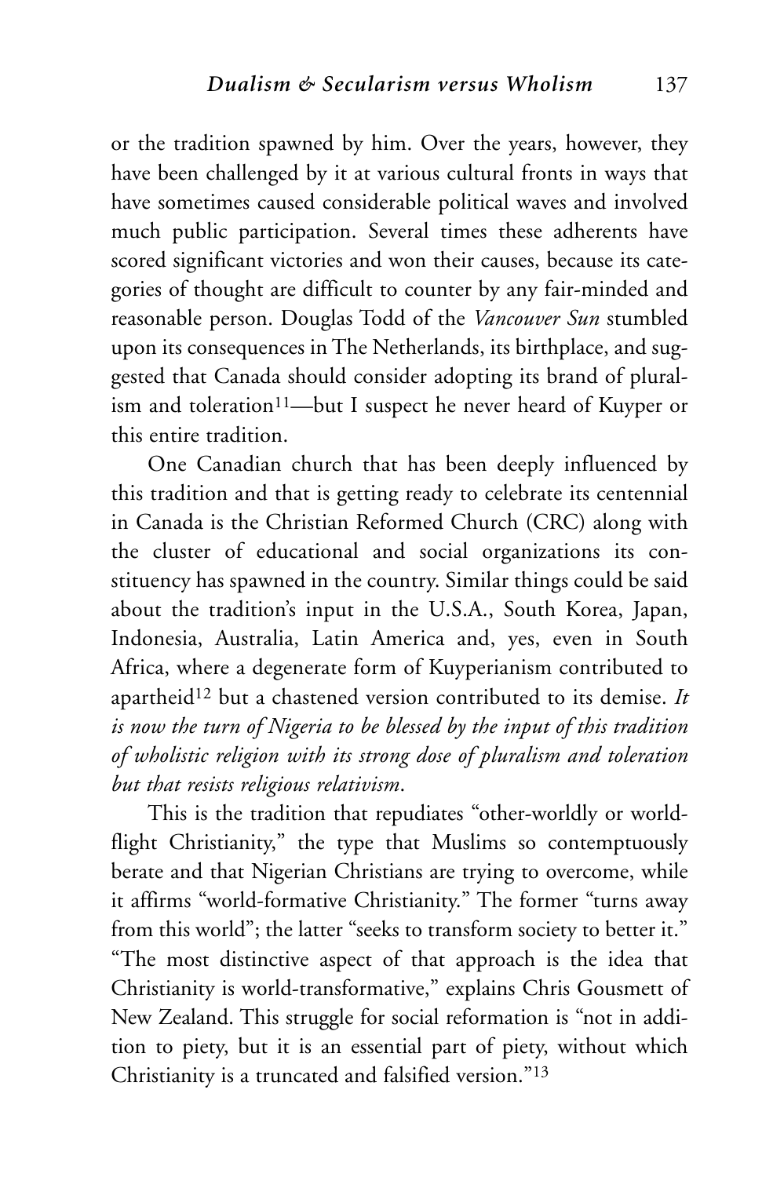or the tradition spawned by him. Over the years, however, they have been challenged by it at various cultural fronts in ways that have sometimes caused considerable political waves and involved much public participation. Several times these adherents have scored significant victories and won their causes, because its categories of thought are difficult to counter by any fair-minded and reasonable person. Douglas Todd of the *Vancouver Sun* stumbled upon its consequences in The Netherlands, its birthplace, and suggested that Canada should consider adopting its brand of pluralism and toleration[11]—but I suspect he never heard of Kuyper or this entire tradition.

One Canadian church that has been deeply influenced by this tradition and that is getting ready to celebrate its centennial in Canada is the Christian Reformed Church (CRC) along with the cluster of educational and social organizations its constituency has spawned in the country. Similar things could be said about the tradition's input in the U.S.A., South Korea, Japan, Indonesia, Australia, Latin America and, yes, even in South Africa, where a degenerate form of Kuyperianism contributed to apartheid[12] but a chastened version contributed to its demise. *It is now the turn of Nigeria to be blessed by the input of this tradition of wholistic religion with its strong dose of pluralism and toleration but that resists religious relativism.*

This is the tradition that repudiates "other-worldly or world-flight Christianity," the type that Muslims so contemptuously berate and that Nigerian Christians are trying to overcome, while it affirms "world-formative Christianity." The former "turns away from this world"; the latter "seeks to transform society to better it." "The most distinctive aspect of that approach is the idea that Christianity is world-transformative," explains Chris Gousmett of New Zealand. This struggle for social reformation is "not in addition to piety, but it is an essential part of piety, without which Christianity is a truncated and falsified version."[13]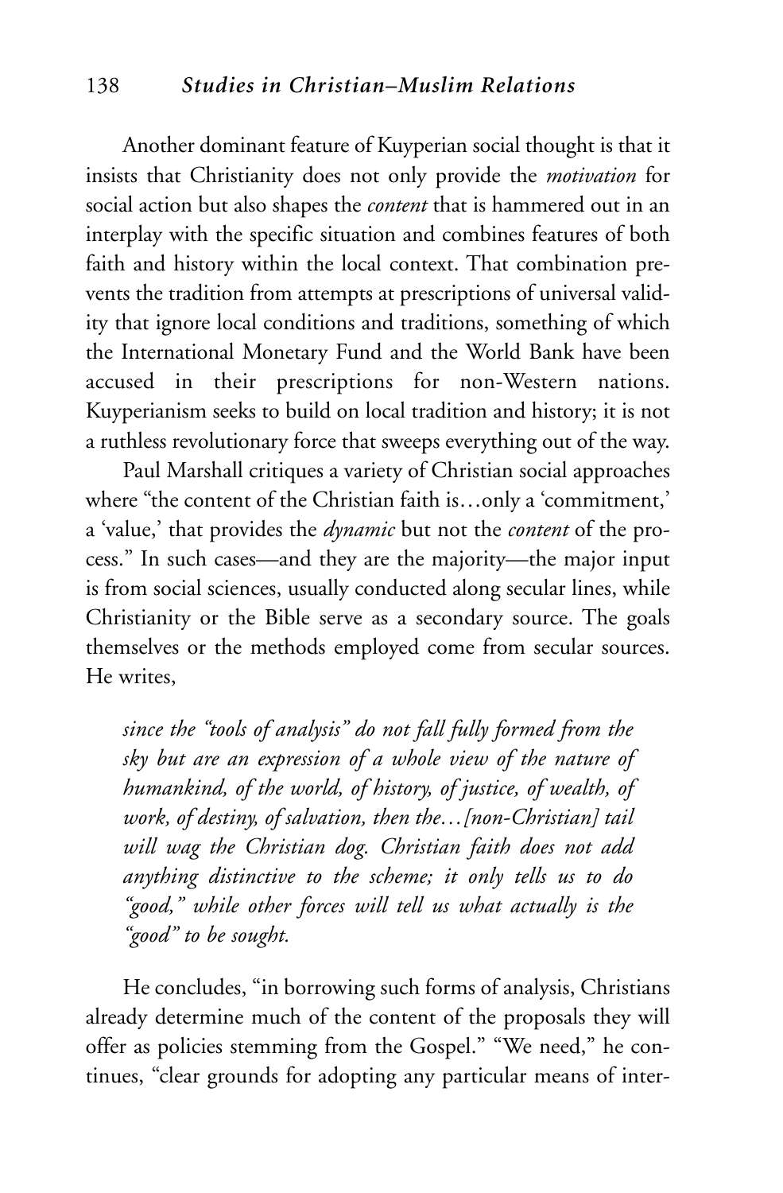Another dominant feature of Kuyperian social thought is that it insists that Christianity does not only provide the *motivation* for social action but also shapes the *content* that is hammered out in an interplay with the specific situation and combines features of both faith and history within the local context. That combination prevents the tradition from attempts at prescriptions of universal validity that ignore local conditions and traditions, something of which the International Monetary Fund and the World Bank have been accused in their prescriptions for non-Western nations. Kuyperianism seeks to build on local tradition and history; it is not a ruthless revolutionary force that sweeps everything out of the way.

Paul Marshall critiques a variety of Christian social approaches where "the content of the Christian faith is…only a 'commitment,' a 'value,' that provides the *dynamic* but not the *content* of the process." In such cases—and they are the majority—the major input is from social sciences, usually conducted along secular lines, while Christianity or the Bible serve as a secondary source. The goals themselves or the methods employed come from secular sources. He writes,

> *since the "tools of analysis" do not fall fully formed from the sky but are an expression of a whole view of the nature of humankind, of the world, of history, of justice, of wealth, of work, of destiny, of salvation, then the…[non-Christian] tail will wag the Christian dog. Christian faith does not add anything distinctive to the scheme; it only tells us to do "good," while other forces will tell us what actually is the "good" to be sought.*

He concludes, "in borrowing such forms of analysis, Christians already determine much of the content of the proposals they will offer as policies stemming from the Gospel." "We need," he continues, "clear grounds for adopting any particular means of inter-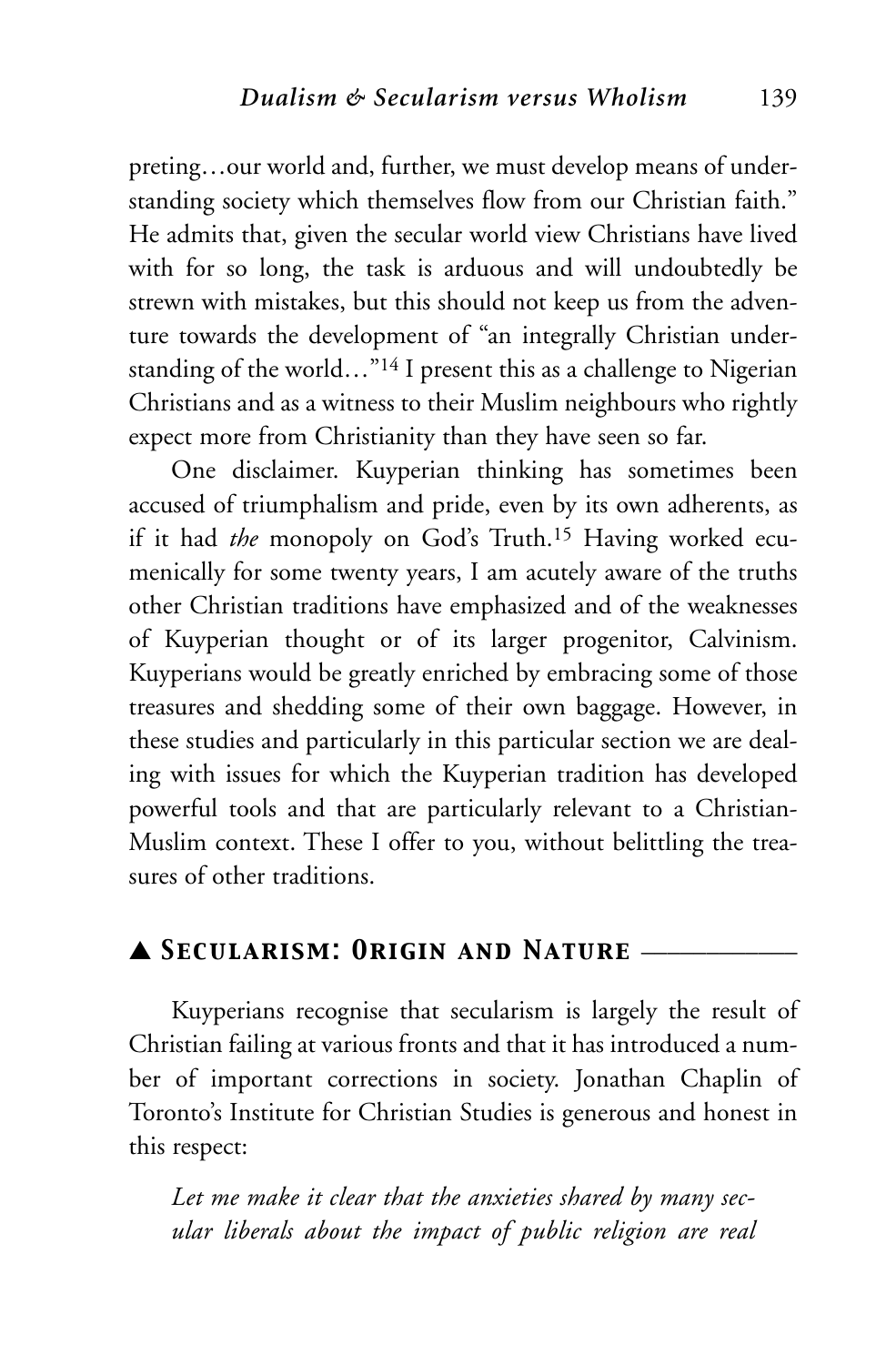preting…our world and, further, we must develop means of understanding society which themselves flow from our Christian faith." He admits that, given the secular world view Christians have lived with for so long, the task is arduous and will undoubtedly be strewn with mistakes, but this should not keep us from the adventure towards the development of "an integrally Christian understanding of the world…"[14] I present this as a challenge to Nigerian Christians and as a witness to their Muslim neighbours who rightly expect more from Christianity than they have seen so far.

One disclaimer. Kuyperian thinking has sometimes been accused of triumphalism and pride, even by its own adherents, as if it had *the* monopoly on God's Truth.[15] Having worked ecumenically for some twenty years, I am acutely aware of the truths other Christian traditions have emphasized and of the weaknesses of Kuyperian thought or of its larger progenitor, Calvinism. Kuyperians would be greatly enriched by embracing some of those treasures and shedding some of their own baggage. However, in these studies and particularly in this particular section we are dealing with issues for which the Kuyperian tradition has developed powerful tools and that are particularly relevant to a Christian-Muslim context. These I offer to you, without belittling the treasures of other traditions.

## ▲ Secularism: Origin and Nature

Kuyperians recognise that secularism is largely the result of Christian failing at various fronts and that it has introduced a number of important corrections in society. Jonathan Chaplin of Toronto's Institute for Christian Studies is generous and honest in this respect:

> *Let me make it clear that the anxieties shared by many secular liberals about the impact of public religion are real*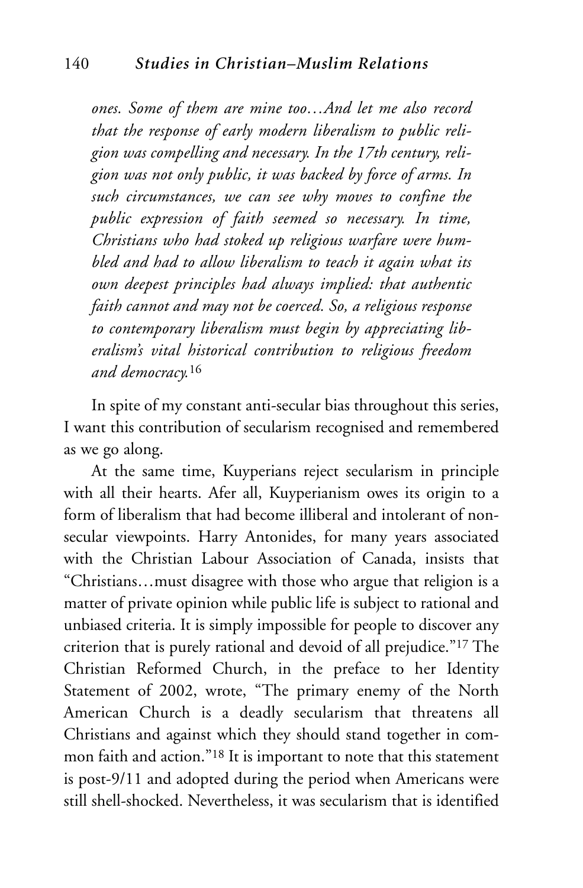*ones. Some of them are mine too…And let me also record that the response of early modern liberalism to public religion was compelling and necessary. In the 17th century, religion was not only public, it was backed by force of arms. In such circumstances, we can see why moves to confine the public expression of faith seemed so necessary. In time, Christians who had stoked up religious warfare were humbled and had to allow liberalism to teach it again what its own deepest principles had always implied: that authentic faith cannot and may not be coerced. So, a religious response to contemporary liberalism must begin by appreciating liberalism's vital historical contribution to religious freedom and democracy.*[16]

In spite of my constant anti-secular bias throughout this series, I want this contribution of secularism recognised and remembered as we go along.

At the same time, Kuyperians reject secularism in principle with all their hearts. Afer all, Kuyperianism owes its origin to a form of liberalism that had become illiberal and intolerant of non-secular viewpoints. Harry Antonides, for many years associated with the Christian Labour Association of Canada, insists that "Christians…must disagree with those who argue that religion is a matter of private opinion while public life is subject to rational and unbiased criteria. It is simply impossible for people to discover any criterion that is purely rational and devoid of all prejudice."[17] The Christian Reformed Church, in the preface to her Identity Statement of 2002, wrote, "The primary enemy of the North American Church is a deadly secularism that threatens all Christians and against which they should stand together in common faith and action."[18] It is important to note that this statement is post-9/11 and adopted during the period when Americans were still shell-shocked. Nevertheless, it was secularism that is identified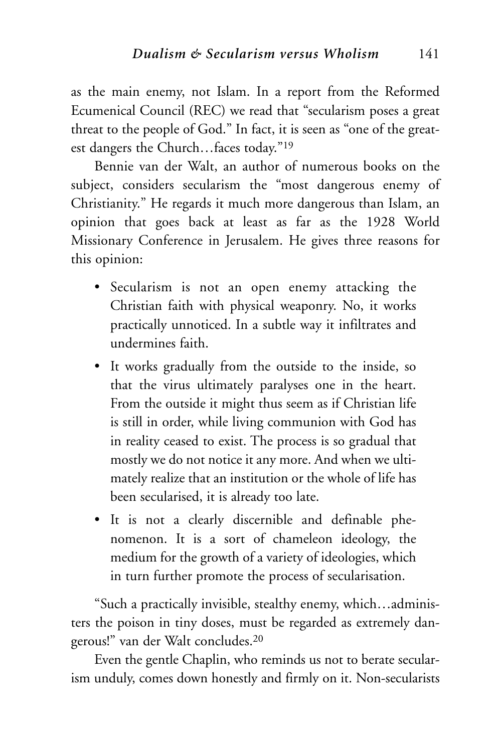as the main enemy, not Islam. In a report from the Reformed Ecumenical Council (REC) we read that "secularism poses a great threat to the people of God." In fact, it is seen as "one of the greatest dangers the Church…faces today."[19]

Bennie van der Walt, an author of numerous books on the subject, considers secularism the "most dangerous enemy of Christianity." He regards it much more dangerous than Islam, an opinion that goes back at least as far as the 1928 World Missionary Conference in Jerusalem. He gives three reasons for this opinion:

- Secularism is not an open enemy attacking the Christian faith with physical weaponry. No, it works practically unnoticed. In a subtle way it infiltrates and undermines faith.
- It works gradually from the outside to the inside, so that the virus ultimately paralyses one in the heart. From the outside it might thus seem as if Christian life is still in order, while living communion with God has in reality ceased to exist. The process is so gradual that mostly we do not notice it any more. And when we ultimately realize that an institution or the whole of life has been secularised, it is already too late.
- It is not a clearly discernible and definable phenomenon. It is a sort of chameleon ideology, the medium for the growth of a variety of ideologies, which in turn further promote the process of secularisation.

"Such a practically invisible, stealthy enemy, which…administers the poison in tiny doses, must be regarded as extremely dangerous!" van der Walt concludes.[20]

Even the gentle Chaplin, who reminds us not to berate secularism unduly, comes down honestly and firmly on it. Non-secularists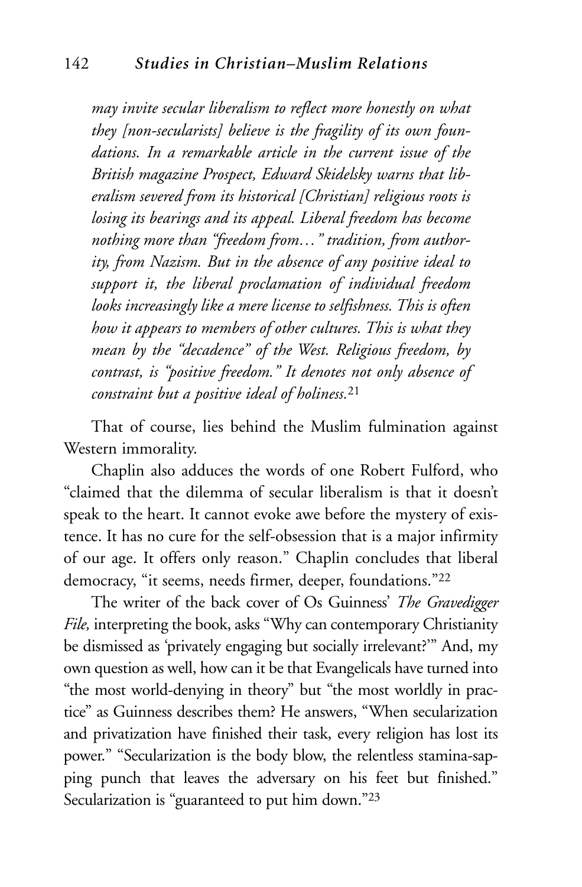*may invite secular liberalism to reflect more honestly on what they [non-secularists] believe is the fragility of its own foundations. In a remarkable article in the current issue of the British magazine Prospect, Edward Skidelsky warns that liberalism severed from its historical [Christian] religious roots is losing its bearings and its appeal. Liberal freedom has become nothing more than "freedom from…" tradition, from authority, from Nazism. But in the absence of any positive ideal to support it, the liberal proclamation of individual freedom looks increasingly like a mere license to selfishness. This is often how it appears to members of other cultures. This is what they mean by the "decadence" of the West. Religious freedom, by contrast, is "positive freedom." It denotes not only absence of constraint but a positive ideal of holiness.*[21]

That of course, lies behind the Muslim fulmination against Western immorality.

Chaplin also adduces the words of one Robert Fulford, who "claimed that the dilemma of secular liberalism is that it doesn't speak to the heart. It cannot evoke awe before the mystery of existence. It has no cure for the self-obsession that is a major infirmity of our age. It offers only reason." Chaplin concludes that liberal democracy, "it seems, needs firmer, deeper, foundations."[22]

The writer of the back cover of Os Guinness' *The Gravedigger File,* interpreting the book, asks "Why can contemporary Christianity be dismissed as 'privately engaging but socially irrelevant?'" And, my own question as well, how can it be that Evangelicals have turned into "the most world-denying in theory" but "the most worldly in practice" as Guinness describes them? He answers, "When secularization and privatization have finished their task, every religion has lost its power." "Secularization is the body blow, the relentless stamina-sapping punch that leaves the adversary on his feet but finished." Secularization is "guaranteed to put him down."[23]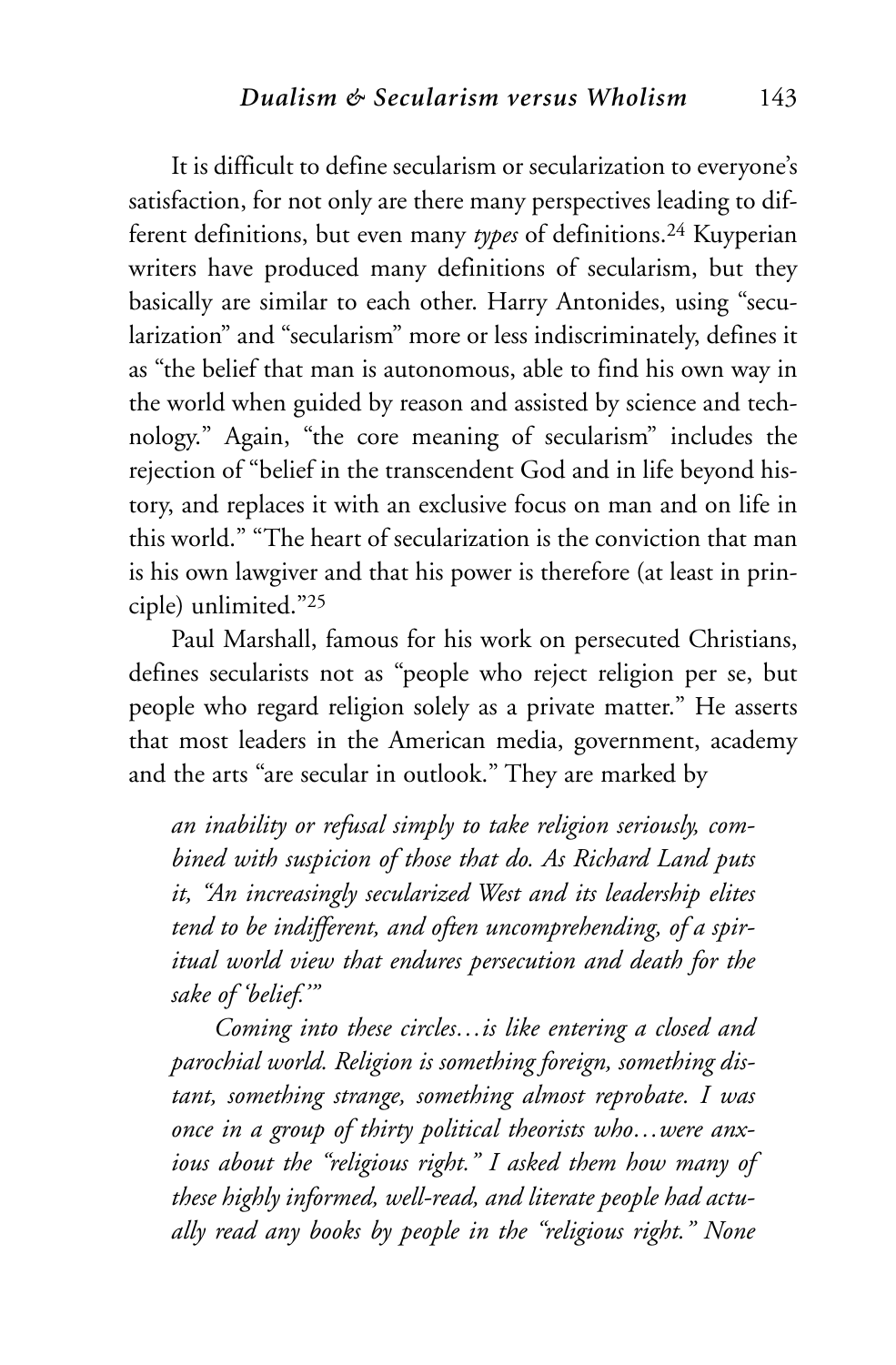It is difficult to define secularism or secularization to everyone's satisfaction, for not only are there many perspectives leading to different definitions, but even many *types* of definitions.[24] Kuyperian writers have produced many definitions of secularism, but they basically are similar to each other. Harry Antonides, using "secularization" and "secularism" more or less indiscriminately, defines it as "the belief that man is autonomous, able to find his own way in the world when guided by reason and assisted by science and technology." Again, "the core meaning of secularism" includes the rejection of "belief in the transcendent God and in life beyond history, and replaces it with an exclusive focus on man and on life in this world." "The heart of secularization is the conviction that man is his own lawgiver and that his power is therefore (at least in principle) unlimited."[25]

Paul Marshall, famous for his work on persecuted Christians, defines secularists not as "people who reject religion per se, but people who regard religion solely as a private matter." He asserts that most leaders in the American media, government, academy and the arts "are secular in outlook." They are marked by

> *an inability or refusal simply to take religion seriously, combined with suspicion of those that do. As Richard Land puts it, "An increasingly secularized West and its leadership elites tend to be indifferent, and often uncomprehending, of a spiritual world view that endures persecution and death for the sake of 'belief.'"*
>
> *Coming into these circles…is like entering a closed and parochial world. Religion is something foreign, something distant, something strange, something almost reprobate. I was once in a group of thirty political theorists who…were anxious about the "religious right." I asked them how many of these highly informed, well-read, and literate people had actually read any books by people in the "religious right." None*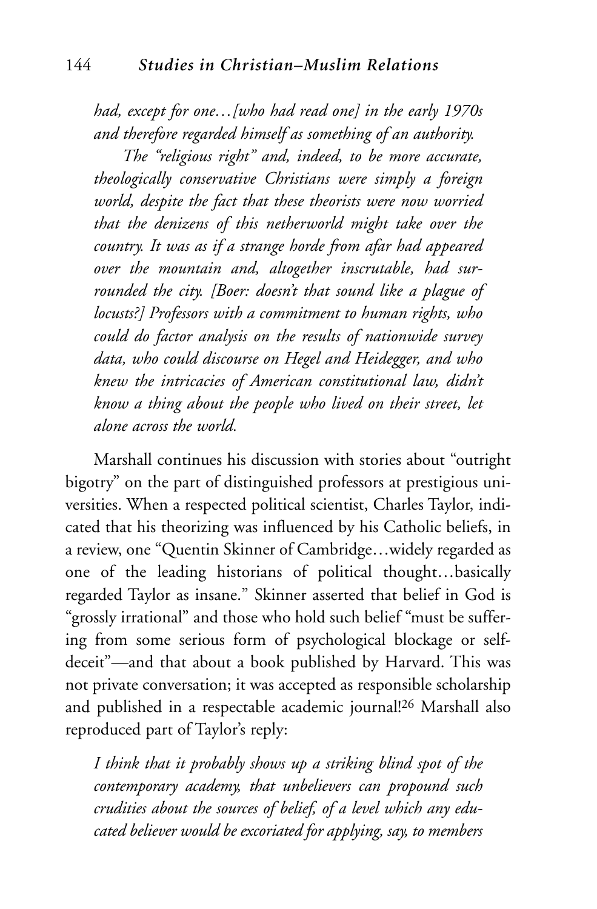*had, except for one…[who had read one] in the early 1970s and therefore regarded himself as something of an authority.*

*The "religious right" and, indeed, to be more accurate, theologically conservative Christians were simply a foreign world, despite the fact that these theorists were now worried that the denizens of this netherworld might take over the country. It was as if a strange horde from afar had appeared over the mountain and, altogether inscrutable, had surrounded the city. [Boer: doesn't that sound like a plague of locusts?] Professors with a commitment to human rights, who could do factor analysis on the results of nationwide survey data, who could discourse on Hegel and Heidegger, and who knew the intricacies of American constitutional law, didn't know a thing about the people who lived on their street, let alone across the world.*

Marshall continues his discussion with stories about "outright bigotry" on the part of distinguished professors at prestigious universities. When a respected political scientist, Charles Taylor, indicated that his theorizing was influenced by his Catholic beliefs, in a review, one "Quentin Skinner of Cambridge…widely regarded as one of the leading historians of political thought…basically regarded Taylor as insane." Skinner asserted that belief in God is "grossly irrational" and those who hold such belief "must be suffering from some serious form of psychological blockage or self-deceit"—and that about a book published by Harvard. This was not private conversation; it was accepted as responsible scholarship and published in a respectable academic journal![26] Marshall also reproduced part of Taylor's reply:

*I think that it probably shows up a striking blind spot of the contemporary academy, that unbelievers can propound such crudities about the sources of belief, of a level which any educated believer would be excoriated for applying, say, to members*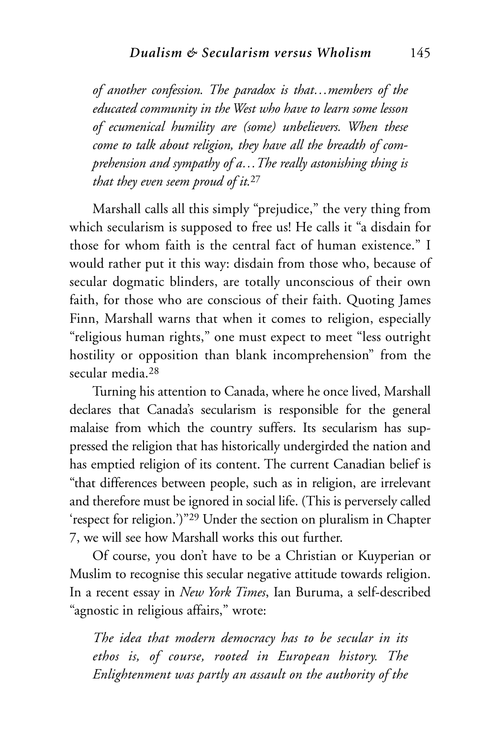*of another confession. The paradox is that…members of the educated community in the West who have to learn some lesson of ecumenical humility are (some) unbelievers. When these come to talk about religion, they have all the breadth of comprehension and sympathy of a…The really astonishing thing is that they even seem proud of it.*[27]

Marshall calls all this simply "prejudice," the very thing from which secularism is supposed to free us! He calls it "a disdain for those for whom faith is the central fact of human existence." I would rather put it this way: disdain from those who, because of secular dogmatic blinders, are totally unconscious of their own faith, for those who are conscious of their faith. Quoting James Finn, Marshall warns that when it comes to religion, especially "religious human rights," one must expect to meet "less outright hostility or opposition than blank incomprehension" from the secular media.[28]

Turning his attention to Canada, where he once lived, Marshall declares that Canada's secularism is responsible for the general malaise from which the country suffers. Its secularism has suppressed the religion that has historically undergirded the nation and has emptied religion of its content. The current Canadian belief is "that differences between people, such as in religion, are irrelevant and therefore must be ignored in social life. (This is perversely called 'respect for religion.')"[29] Under the section on pluralism in Chapter 7, we will see how Marshall works this out further.

Of course, you don't have to be a Christian or Kuyperian or Muslim to recognise this secular negative attitude towards religion. In a recent essay in *New York Times*, Ian Buruma, a self-described "agnostic in religious affairs," wrote:

*The idea that modern democracy has to be secular in its ethos is, of course, rooted in European history. The Enlightenment was partly an assault on the authority of the*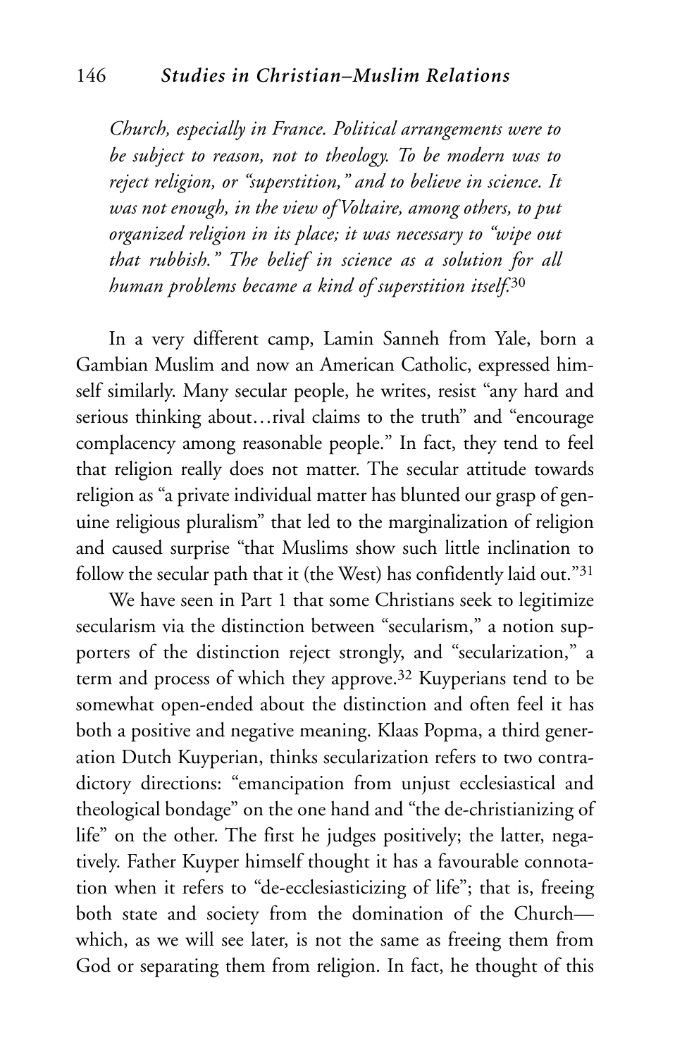*Church, especially in France. Political arrangements were to be subject to reason, not to theology. To be modern was to reject religion, or "superstition," and to believe in science. It was not enough, in the view of Voltaire, among others, to put organized religion in its place; it was necessary to "wipe out that rubbish." The belief in science as a solution for all human problems became a kind of superstition itself.*[30]

In a very different camp, Lamin Sanneh from Yale, born a Gambian Muslim and now an American Catholic, expressed himself similarly. Many secular people, he writes, resist "any hard and serious thinking about…rival claims to the truth" and "encourage complacency among reasonable people." In fact, they tend to feel that religion really does not matter. The secular attitude towards religion as "a private individual matter has blunted our grasp of genuine religious pluralism" that led to the marginalization of religion and caused surprise "that Muslims show such little inclination to follow the secular path that it (the West) has confidently laid out."[31]

We have seen in Part 1 that some Christians seek to legitimize secularism via the distinction between "secularism," a notion supporters of the distinction reject strongly, and "secularization," a term and process of which they approve.[32] Kuyperians tend to be somewhat open-ended about the distinction and often feel it has both a positive and negative meaning. Klaas Popma, a third generation Dutch Kuyperian, thinks secularization refers to two contradictory directions: "emancipation from unjust ecclesiastical and theological bondage" on the one hand and "the de-christianizing of life" on the other. The first he judges positively; the latter, negatively. Father Kuyper himself thought it has a favourable connotation when it refers to "de-ecclesiasticizing of life"; that is, freeing both state and society from the domination of the Church—which, as we will see later, is not the same as freeing them from God or separating them from religion. In fact, he thought of this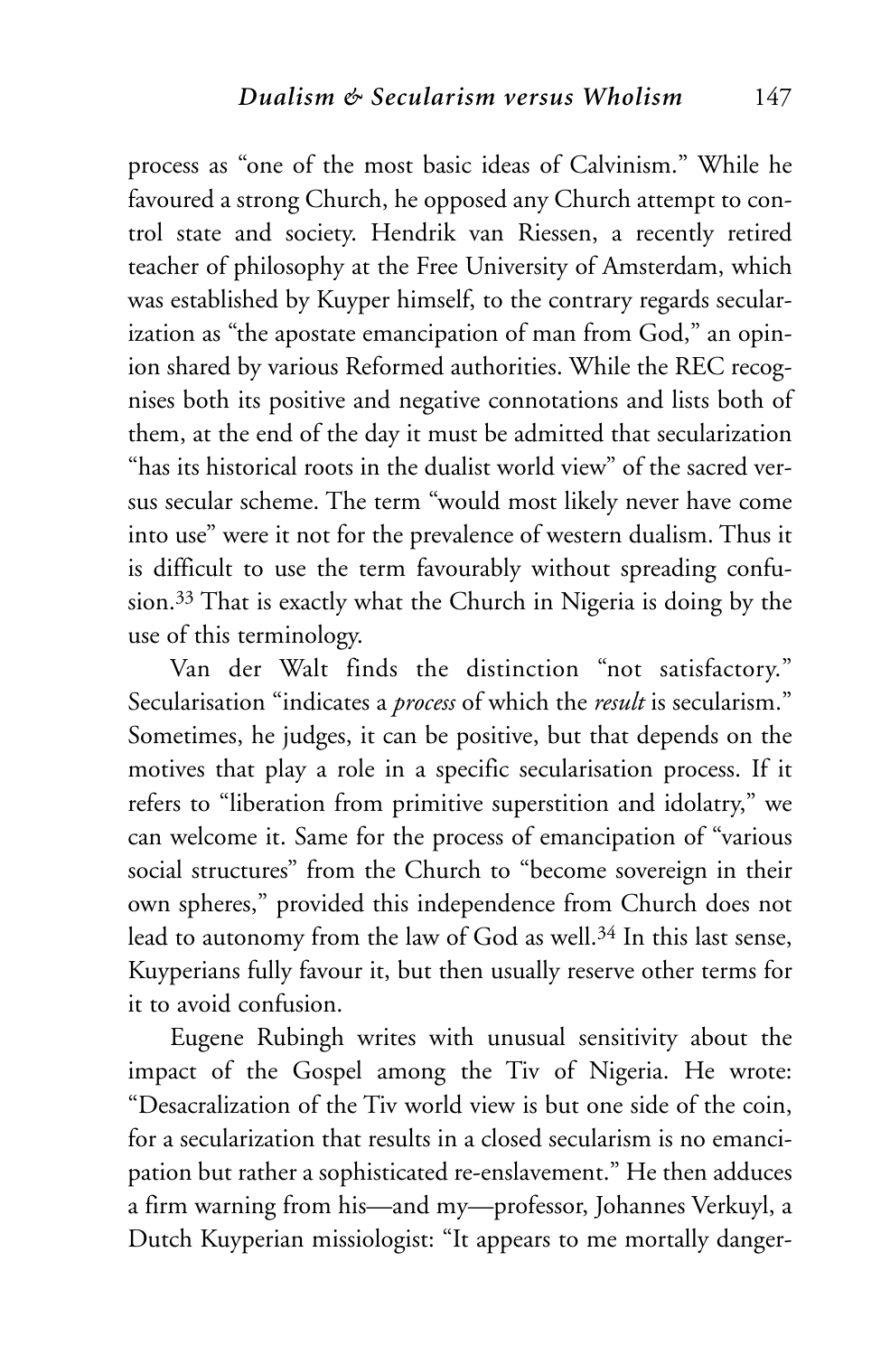process as "one of the most basic ideas of Calvinism." While he favoured a strong Church, he opposed any Church attempt to control state and society. Hendrik van Riessen, a recently retired teacher of philosophy at the Free University of Amsterdam, which was established by Kuyper himself, to the contrary regards secularization as "the apostate emancipation of man from God," an opinion shared by various Reformed authorities. While the REC recognises both its positive and negative connotations and lists both of them, at the end of the day it must be admitted that secularization "has its historical roots in the dualist world view" of the sacred versus secular scheme. The term "would most likely never have come into use" were it not for the prevalence of western dualism. Thus it is difficult to use the term favourably without spreading confusion.[33] That is exactly what the Church in Nigeria is doing by the use of this terminology.

Van der Walt finds the distinction "not satisfactory." Secularisation "indicates a *process* of which the *result* is secularism." Sometimes, he judges, it can be positive, but that depends on the motives that play a role in a specific secularisation process. If it refers to "liberation from primitive superstition and idolatry," we can welcome it. Same for the process of emancipation of "various social structures" from the Church to "become sovereign in their own spheres," provided this independence from Church does not lead to autonomy from the law of God as well.[34] In this last sense, Kuyperians fully favour it, but then usually reserve other terms for it to avoid confusion.

Eugene Rubingh writes with unusual sensitivity about the impact of the Gospel among the Tiv of Nigeria. He wrote: "Desacralization of the Tiv world view is but one side of the coin, for a secularization that results in a closed secularism is no emancipation but rather a sophisticated re-enslavement." He then adduces a firm warning from his—and my—professor, Johannes Verkuyl, a Dutch Kuyperian missiologist: "It appears to me mortally danger-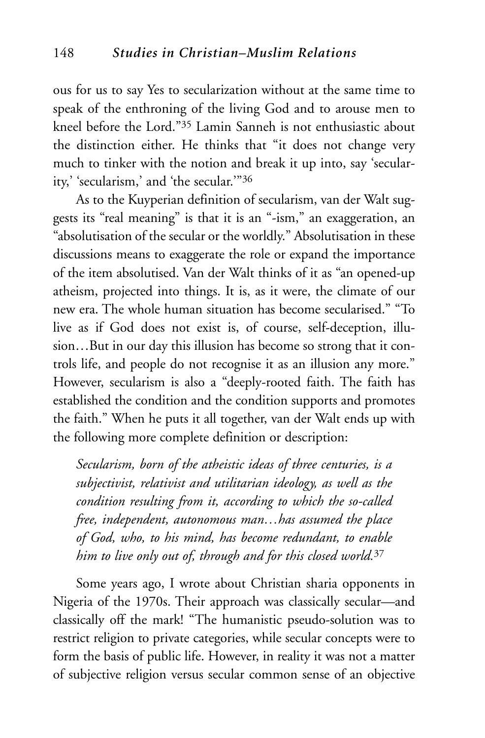ous for us to say Yes to secularization without at the same time to speak of the enthroning of the living God and to arouse men to kneel before the Lord."[35] Lamin Sanneh is not enthusiastic about the distinction either. He thinks that "it does not change very much to tinker with the notion and break it up into, say 'secularity,' 'secularism,' and 'the secular.'"[36]

As to the Kuyperian definition of secularism, van der Walt suggests its "real meaning" is that it is an "-ism," an exaggeration, an "absolutisation of the secular or the worldly." Absolutisation in these discussions means to exaggerate the role or expand the importance of the item absolutised. Van der Walt thinks of it as "an opened-up atheism, projected into things. It is, as it were, the climate of our new era. The whole human situation has become secularised." "To live as if God does not exist is, of course, self-deception, illusion…But in our day this illusion has become so strong that it controls life, and people do not recognise it as an illusion any more." However, secularism is also a "deeply-rooted faith. The faith has established the condition and the condition supports and promotes the faith." When he puts it all together, van der Walt ends up with the following more complete definition or description:

> *Secularism, born of the atheistic ideas of three centuries, is a subjectivist, relativist and utilitarian ideology, as well as the condition resulting from it, according to which the so-called free, independent, autonomous man…has assumed the place of God, who, to his mind, has become redundant, to enable him to live only out of, through and for this closed world.*[37]

Some years ago, I wrote about Christian sharia opponents in Nigeria of the 1970s. Their approach was classically secular—and classically off the mark! "The humanistic pseudo-solution was to restrict religion to private categories, while secular concepts were to form the basis of public life. However, in reality it was not a matter of subjective religion versus secular common sense of an objective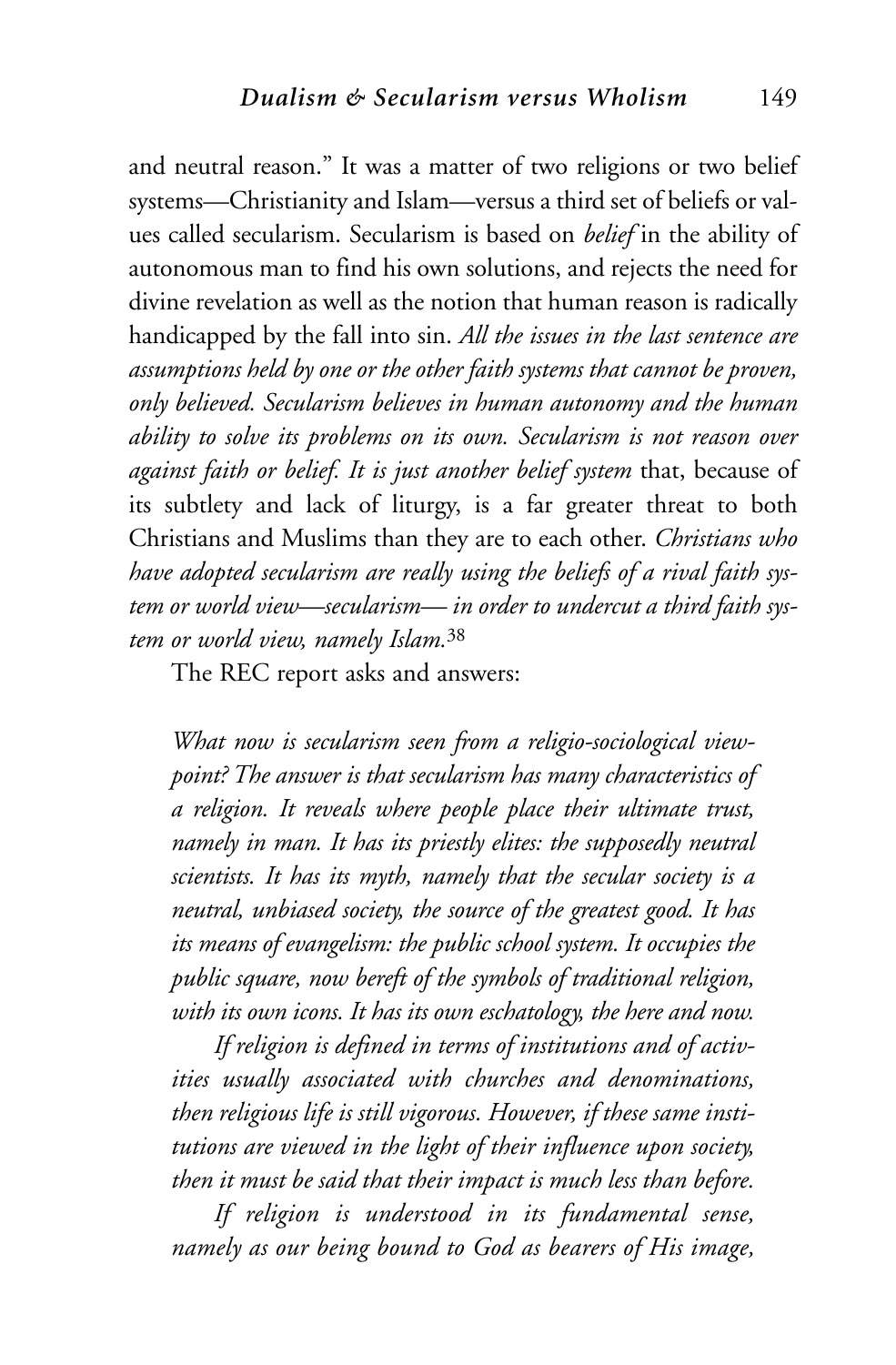and neutral reason." It was a matter of two religions or two belief systems—Christianity and Islam—versus a third set of beliefs or values called secularism. Secularism is based on *belief* in the ability of autonomous man to find his own solutions, and rejects the need for divine revelation as well as the notion that human reason is radically handicapped by the fall into sin. *All the issues in the last sentence are assumptions held by one or the other faith systems that cannot be proven, only believed. Secularism believes in human autonomy and the human ability to solve its problems on its own. Secularism is not reason over against faith or belief. It is just another belief system* that, because of its subtlety and lack of liturgy, is a far greater threat to both Christians and Muslims than they are to each other. *Christians who have adopted secularism are really using the beliefs of a rival faith system or world view—secularism— in order to undercut a third faith system or world view, namely Islam.*[38]

The REC report asks and answers:

> *What now is secularism seen from a religio-sociological viewpoint? The answer is that secularism has many characteristics of a religion. It reveals where people place their ultimate trust, namely in man. It has its priestly elites: the supposedly neutral scientists. It has its myth, namely that the secular society is a neutral, unbiased society, the source of the greatest good. It has its means of evangelism: the public school system. It occupies the public square, now bereft of the symbols of traditional religion, with its own icons. It has its own eschatology, the here and now.*
>
> *If religion is defined in terms of institutions and of activities usually associated with churches and denominations, then religious life is still vigorous. However, if these same institutions are viewed in the light of their influence upon society, then it must be said that their impact is much less than before.*
>
> *If religion is understood in its fundamental sense, namely as our being bound to God as bearers of His image,*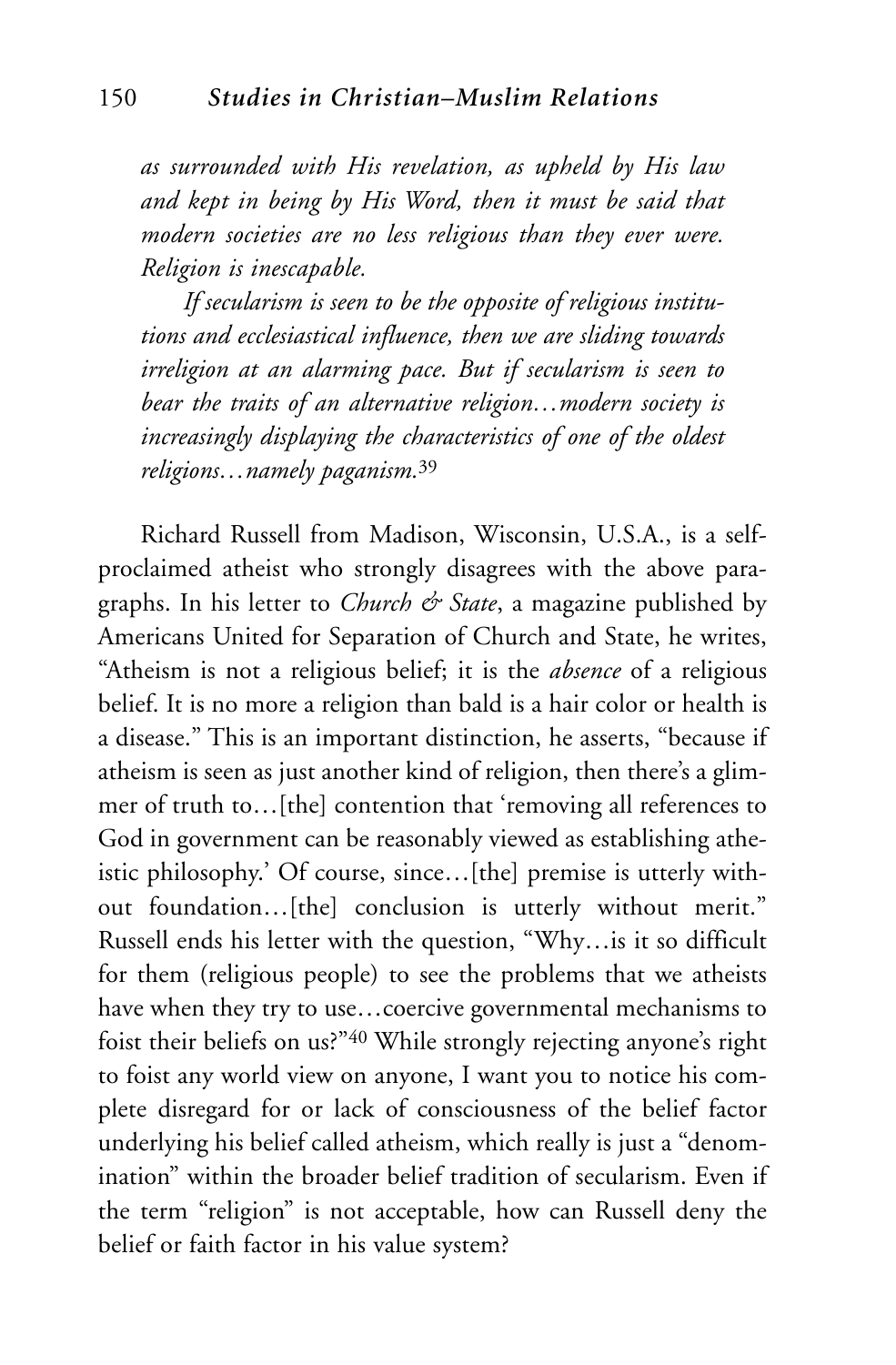*as surrounded with His revelation, as upheld by His law and kept in being by His Word, then it must be said that modern societies are no less religious than they ever were. Religion is inescapable.*

*If secularism is seen to be the opposite of religious institutions and ecclesiastical influence, then we are sliding towards irreligion at an alarming pace. But if secularism is seen to bear the traits of an alternative religion…modern society is increasingly displaying the characteristics of one of the oldest religions…namely paganism.*[39]

Richard Russell from Madison, Wisconsin, U.S.A., is a self-proclaimed atheist who strongly disagrees with the above paragraphs. In his letter to *Church & State*, a magazine published by Americans United for Separation of Church and State, he writes, "Atheism is not a religious belief; it is the *absence* of a religious belief. It is no more a religion than bald is a hair color or health is a disease." This is an important distinction, he asserts, "because if atheism is seen as just another kind of religion, then there's a glimmer of truth to…[the] contention that 'removing all references to God in government can be reasonably viewed as establishing atheistic philosophy.' Of course, since…[the] premise is utterly without foundation…[the] conclusion is utterly without merit." Russell ends his letter with the question, "Why…is it so difficult for them (religious people) to see the problems that we atheists have when they try to use…coercive governmental mechanisms to foist their beliefs on us?"[40] While strongly rejecting anyone's right to foist any world view on anyone, I want you to notice his complete disregard for or lack of consciousness of the belief factor underlying his belief called atheism, which really is just a "denomination" within the broader belief tradition of secularism. Even if the term "religion" is not acceptable, how can Russell deny the belief or faith factor in his value system?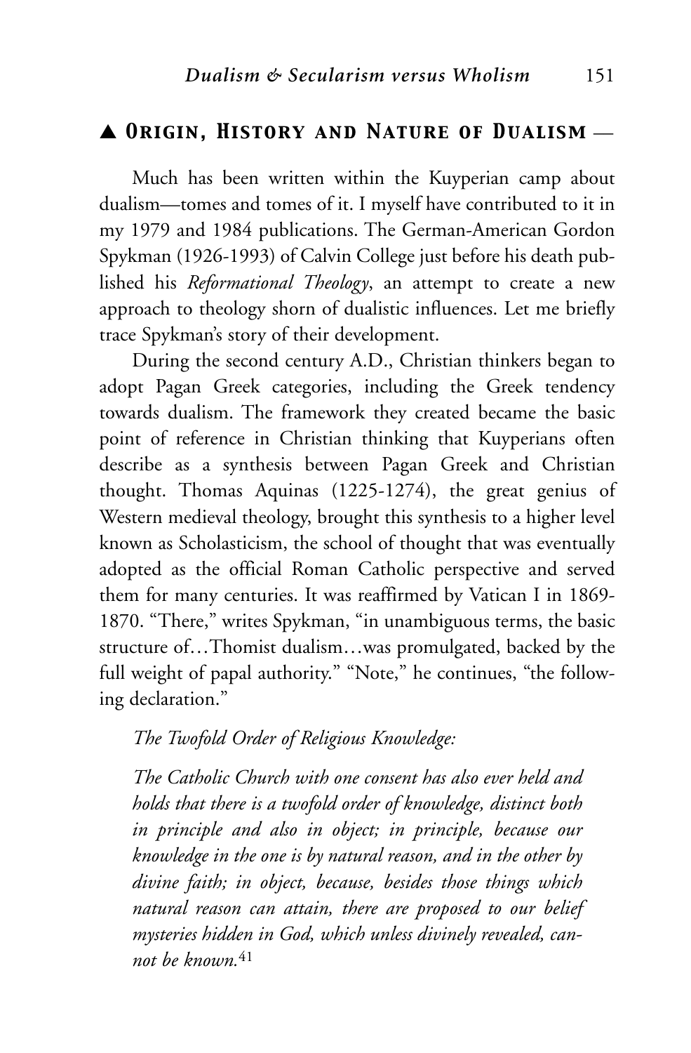## ▲ Origin, History and Nature of Dualism —

Much has been written within the Kuyperian camp about dualism—tomes and tomes of it. I myself have contributed to it in my 1979 and 1984 publications. The German-American Gordon Spykman (1926-1993) of Calvin College just before his death published his *Reformational Theology*, an attempt to create a new approach to theology shorn of dualistic influences. Let me briefly trace Spykman's story of their development.

During the second century A.D., Christian thinkers began to adopt Pagan Greek categories, including the Greek tendency towards dualism. The framework they created became the basic point of reference in Christian thinking that Kuyperians often describe as a synthesis between Pagan Greek and Christian thought. Thomas Aquinas (1225-1274), the great genius of Western medieval theology, brought this synthesis to a higher level known as Scholasticism, the school of thought that was eventually adopted as the official Roman Catholic perspective and served them for many centuries. It was reaffirmed by Vatican I in 1869-1870. "There," writes Spykman, "in unambiguous terms, the basic structure of…Thomist dualism…was promulgated, backed by the full weight of papal authority." "Note," he continues, "the following declaration."

*The Twofold Order of Religious Knowledge:*

*The Catholic Church with one consent has also ever held and holds that there is a twofold order of knowledge, distinct both in principle and also in object; in principle, because our knowledge in the one is by natural reason, and in the other by divine faith; in object, because, besides those things which natural reason can attain, there are proposed to our belief mysteries hidden in God, which unless divinely revealed, cannot be known.*[41]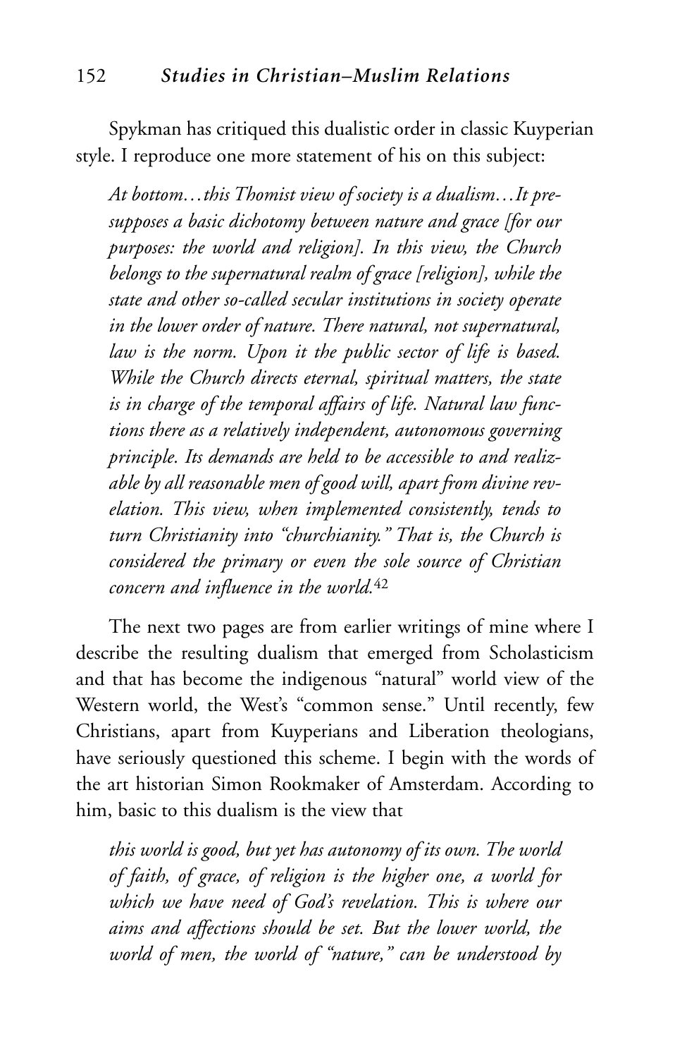Spykman has critiqued this dualistic order in classic Kuyperian style. I reproduce one more statement of his on this subject:

> *At bottom…this Thomist view of society is a dualism…It presupposes a basic dichotomy between nature and grace [for our purposes: the world and religion]. In this view, the Church belongs to the supernatural realm of grace [religion], while the state and other so-called secular institutions in society operate in the lower order of nature. There natural, not supernatural, law is the norm. Upon it the public sector of life is based. While the Church directs eternal, spiritual matters, the state is in charge of the temporal affairs of life. Natural law functions there as a relatively independent, autonomous governing principle. Its demands are held to be accessible to and realizable by all reasonable men of good will, apart from divine revelation. This view, when implemented consistently, tends to turn Christianity into "churchianity." That is, the Church is considered the primary or even the sole source of Christian concern and influence in the world.*[42]

The next two pages are from earlier writings of mine where I describe the resulting dualism that emerged from Scholasticism and that has become the indigenous "natural" world view of the Western world, the West's "common sense." Until recently, few Christians, apart from Kuyperians and Liberation theologians, have seriously questioned this scheme. I begin with the words of the art historian Simon Rookmaker of Amsterdam. According to him, basic to this dualism is the view that

> *this world is good, but yet has autonomy of its own. The world of faith, of grace, of religion is the higher one, a world for which we have need of God's revelation. This is where our aims and affections should be set. But the lower world, the world of men, the world of "nature," can be understood by*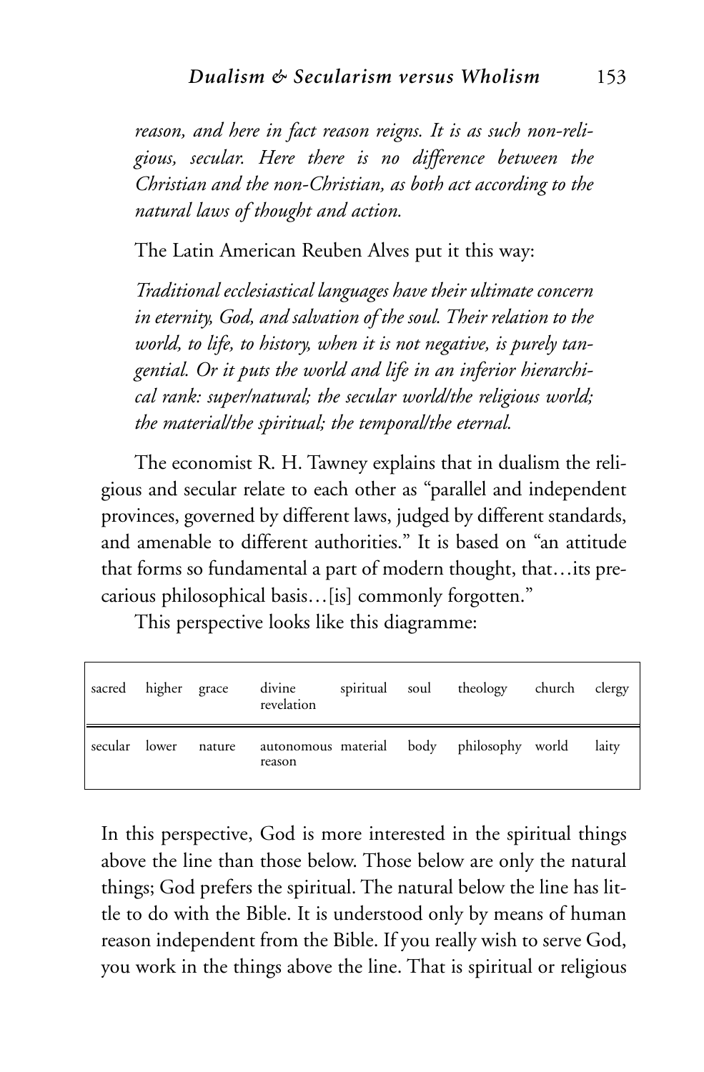*reason, and here in fact reason reigns. It is as such non-religious, secular. Here there is no difference between the Christian and the non-Christian, as both act according to the natural laws of thought and action.*

The Latin American Reuben Alves put it this way:

*Traditional ecclesiastical languages have their ultimate concern in eternity, God, and salvation of the soul. Their relation to the world, to life, to history, when it is not negative, is purely tangential. Or it puts the world and life in an inferior hierarchical rank: super/natural; the secular world/the religious world; the material/the spiritual; the temporal/the eternal.*

The economist R. H. Tawney explains that in dualism the religious and secular relate to each other as "parallel and independent provinces, governed by different laws, judged by different standards, and amenable to different authorities." It is based on "an attitude that forms so fundamental a part of modern thought, that…its precarious philosophical basis…[is] commonly forgotten."

This perspective looks like this diagramme:

| | | | | | | | | |
|---|---|---|---|---|---|---|---|---|
| sacred | higher | grace | divine revelation | spiritual | soul | theology | church | clergy |
| secular | lower | nature | autonomous reason | material | body | philosophy | world | laity |

In this perspective, God is more interested in the spiritual things above the line than those below. Those below are only the natural things; God prefers the spiritual. The natural below the line has little to do with the Bible. It is understood only by means of human reason independent from the Bible. If you really wish to serve God, you work in the things above the line. That is spiritual or religious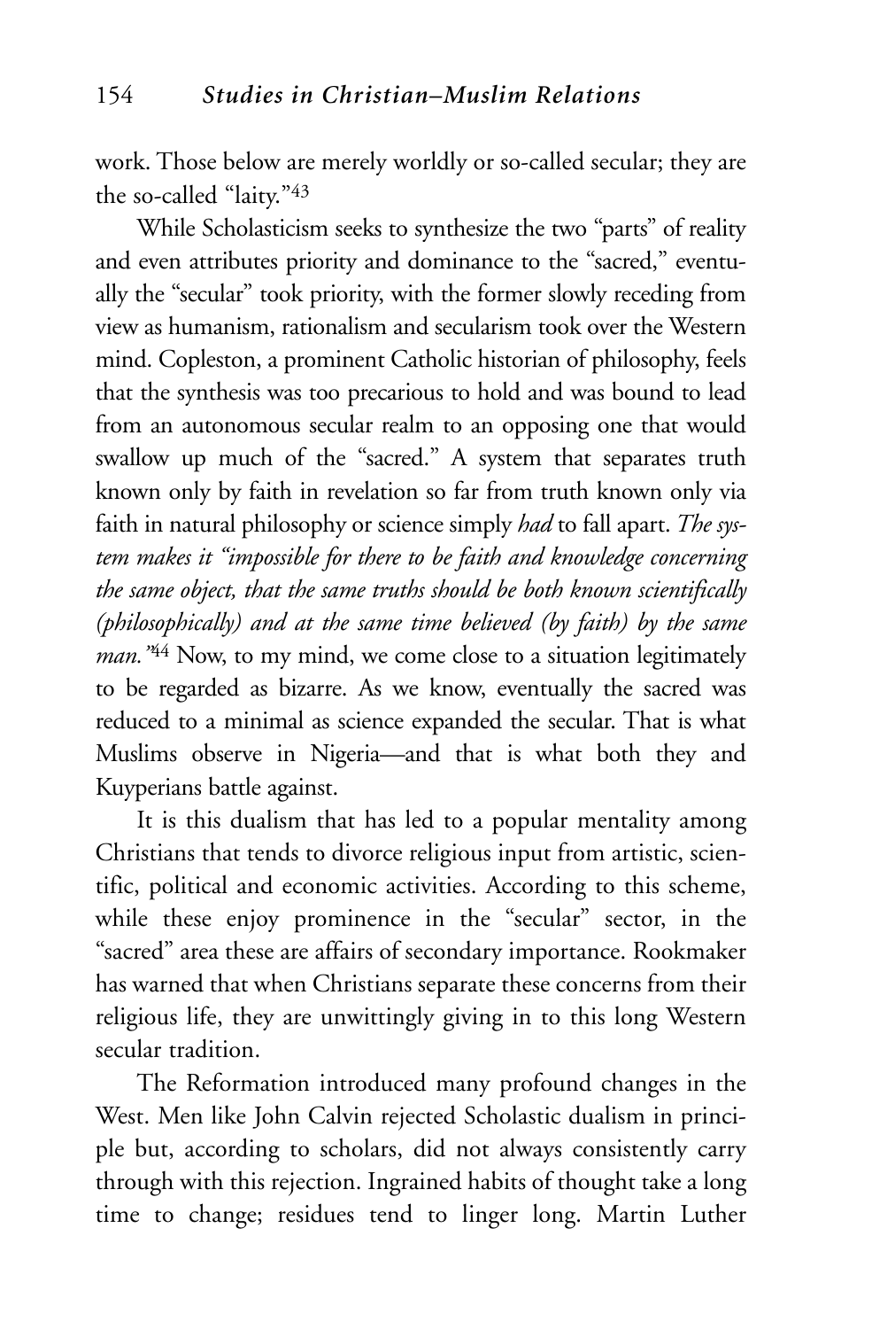work. Those below are merely worldly or so-called secular; they are the so-called "laity."[43]

While Scholasticism seeks to synthesize the two "parts" of reality and even attributes priority and dominance to the "sacred," eventually the "secular" took priority, with the former slowly receding from view as humanism, rationalism and secularism took over the Western mind. Copleston, a prominent Catholic historian of philosophy, feels that the synthesis was too precarious to hold and was bound to lead from an autonomous secular realm to an opposing one that would swallow up much of the "sacred." A system that separates truth known only by faith in revelation so far from truth known only via faith in natural philosophy or science simply *had* to fall apart. *The system makes it "impossible for there to be faith and knowledge concerning the same object, that the same truths should be both known scientifically (philosophically) and at the same time believed (by faith) by the same man."*[44] Now, to my mind, we come close to a situation legitimately to be regarded as bizarre. As we know, eventually the sacred was reduced to a minimal as science expanded the secular. That is what Muslims observe in Nigeria—and that is what both they and Kuyperians battle against.

It is this dualism that has led to a popular mentality among Christians that tends to divorce religious input from artistic, scientific, political and economic activities. According to this scheme, while these enjoy prominence in the "secular" sector, in the "sacred" area these are affairs of secondary importance. Rookmaker has warned that when Christians separate these concerns from their religious life, they are unwittingly giving in to this long Western secular tradition.

The Reformation introduced many profound changes in the West. Men like John Calvin rejected Scholastic dualism in principle but, according to scholars, did not always consistently carry through with this rejection. Ingrained habits of thought take a long time to change; residues tend to linger long. Martin Luther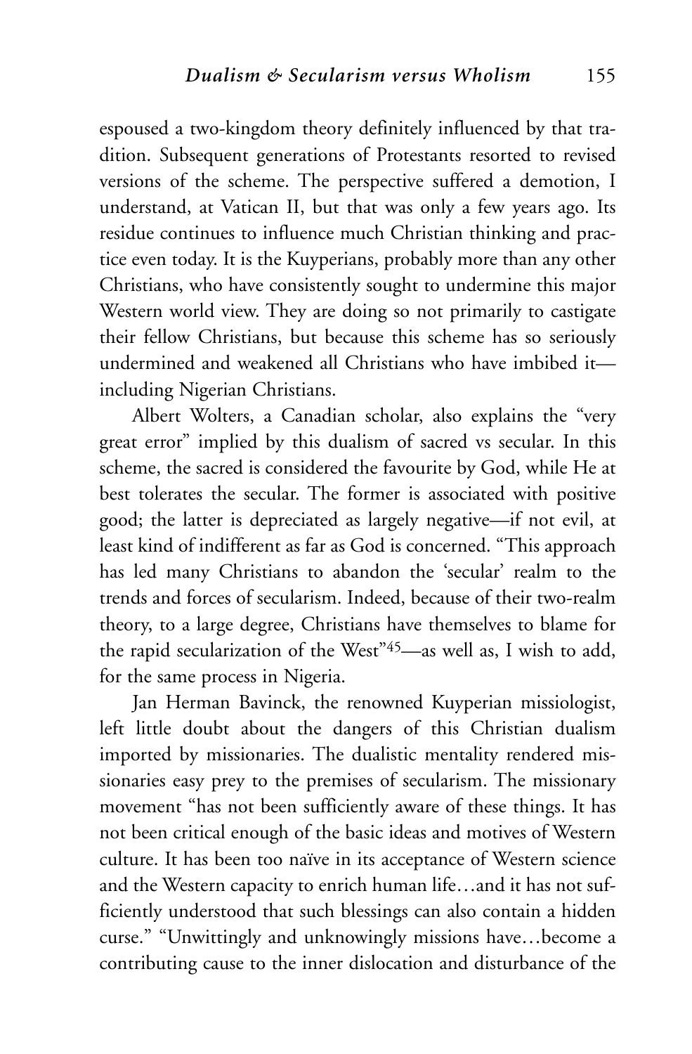espoused a two-kingdom theory definitely influenced by that tradition. Subsequent generations of Protestants resorted to revised versions of the scheme. The perspective suffered a demotion, I understand, at Vatican II, but that was only a few years ago. Its residue continues to influence much Christian thinking and practice even today. It is the Kuyperians, probably more than any other Christians, who have consistently sought to undermine this major Western world view. They are doing so not primarily to castigate their fellow Christians, but because this scheme has so seriously undermined and weakened all Christians who have imbibed it—including Nigerian Christians.

Albert Wolters, a Canadian scholar, also explains the "very great error" implied by this dualism of sacred vs secular. In this scheme, the sacred is considered the favourite by God, while He at best tolerates the secular. The former is associated with positive good; the latter is depreciated as largely negative—if not evil, at least kind of indifferent as far as God is concerned. "This approach has led many Christians to abandon the 'secular' realm to the trends and forces of secularism. Indeed, because of their two-realm theory, to a large degree, Christians have themselves to blame for the rapid secularization of the West"[45]—as well as, I wish to add, for the same process in Nigeria.

Jan Herman Bavinck, the renowned Kuyperian missiologist, left little doubt about the dangers of this Christian dualism imported by missionaries. The dualistic mentality rendered missionaries easy prey to the premises of secularism. The missionary movement "has not been sufficiently aware of these things. It has not been critical enough of the basic ideas and motives of Western culture. It has been too naïve in its acceptance of Western science and the Western capacity to enrich human life…and it has not sufficiently understood that such blessings can also contain a hidden curse." "Unwittingly and unknowingly missions have…become a contributing cause to the inner dislocation and disturbance of the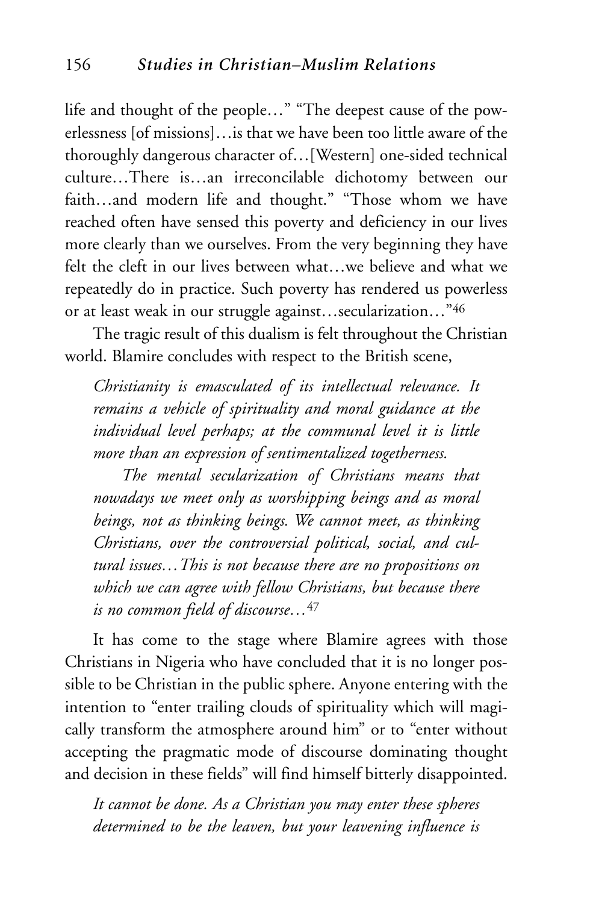life and thought of the people…" "The deepest cause of the powerlessness [of missions]…is that we have been too little aware of the thoroughly dangerous character of…[Western] one-sided technical culture…There is…an irreconcilable dichotomy between our faith…and modern life and thought." "Those whom we have reached often have sensed this poverty and deficiency in our lives more clearly than we ourselves. From the very beginning they have felt the cleft in our lives between what…we believe and what we repeatedly do in practice. Such poverty has rendered us powerless or at least weak in our struggle against…secularization…"[46]

The tragic result of this dualism is felt throughout the Christian world. Blamire concludes with respect to the British scene,

> *Christianity is emasculated of its intellectual relevance. It remains a vehicle of spirituality and moral guidance at the individual level perhaps; at the communal level it is little more than an expression of sentimentalized togetherness.*
>
> *The mental secularization of Christians means that nowadays we meet only as worshipping beings and as moral beings, not as thinking beings. We cannot meet, as thinking Christians, over the controversial political, social, and cultural issues…This is not because there are no propositions on which we can agree with fellow Christians, but because there is no common field of discourse…*[47]

It has come to the stage where Blamire agrees with those Christians in Nigeria who have concluded that it is no longer possible to be Christian in the public sphere. Anyone entering with the intention to "enter trailing clouds of spirituality which will magically transform the atmosphere around him" or to "enter without accepting the pragmatic mode of discourse dominating thought and decision in these fields" will find himself bitterly disappointed.

> *It cannot be done. As a Christian you may enter these spheres determined to be the leaven, but your leavening influence is*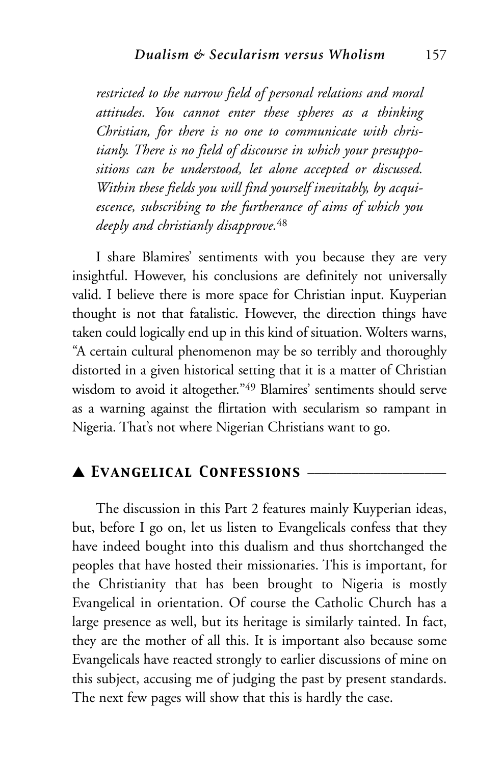*restricted to the narrow field of personal relations and moral attitudes. You cannot enter these spheres as a thinking Christian, for there is no one to communicate with christianly. There is no field of discourse in which your presuppositions can be understood, let alone accepted or discussed. Within these fields you will find yourself inevitably, by acquiescence, subscribing to the furtherance of aims of which you deeply and christianly disapprove.*[48]

I share Blamires' sentiments with you because they are very insightful. However, his conclusions are definitely not universally valid. I believe there is more space for Christian input. Kuyperian thought is not that fatalistic. However, the direction things have taken could logically end up in this kind of situation. Wolters warns, "A certain cultural phenomenon may be so terribly and thoroughly distorted in a given historical setting that it is a matter of Christian wisdom to avoid it altogether."[49] Blamires' sentiments should serve as a warning against the flirtation with secularism so rampant in Nigeria. That's not where Nigerian Christians want to go.

## ▲ Evangelical Confessions

The discussion in this Part 2 features mainly Kuyperian ideas, but, before I go on, let us listen to Evangelicals confess that they have indeed bought into this dualism and thus shortchanged the peoples that have hosted their missionaries. This is important, for the Christianity that has been brought to Nigeria is mostly Evangelical in orientation. Of course the Catholic Church has a large presence as well, but its heritage is similarly tainted. In fact, they are the mother of all this. It is important also because some Evangelicals have reacted strongly to earlier discussions of mine on this subject, accusing me of judging the past by present standards. The next few pages will show that this is hardly the case.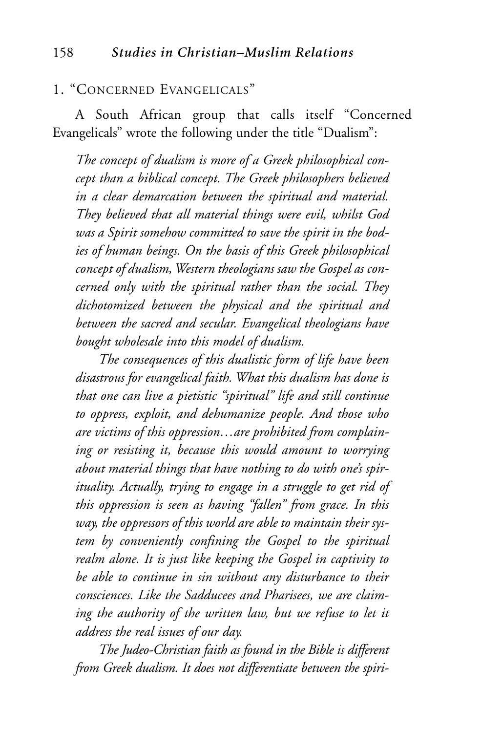## 1. "Concerned Evangelicals"

A South African group that calls itself "Concerned Evangelicals" wrote the following under the title "Dualism":

> *The concept of dualism is more of a Greek philosophical concept than a biblical concept. The Greek philosophers believed in a clear demarcation between the spiritual and material. They believed that all material things were evil, whilst God was a Spirit somehow committed to save the spirit in the bodies of human beings. On the basis of this Greek philosophical concept of dualism, Western theologians saw the Gospel as concerned only with the spiritual rather than the social. They dichotomized between the physical and the spiritual and between the sacred and secular. Evangelical theologians have bought wholesale into this model of dualism.*
>
> *The consequences of this dualistic form of life have been disastrous for evangelical faith. What this dualism has done is that one can live a pietistic "spiritual" life and still continue to oppress, exploit, and dehumanize people. And those who are victims of this oppression…are prohibited from complaining or resisting it, because this would amount to worrying about material things that have nothing to do with one's spirituality. Actually, trying to engage in a struggle to get rid of this oppression is seen as having "fallen" from grace. In this way, the oppressors of this world are able to maintain their system by conveniently confining the Gospel to the spiritual realm alone. It is just like keeping the Gospel in captivity to be able to continue in sin without any disturbance to their consciences. Like the Sadducees and Pharisees, we are claiming the authority of the written law, but we refuse to let it address the real issues of our day.*
>
> *The Judeo-Christian faith as found in the Bible is different from Greek dualism. It does not differentiate between the spiri-*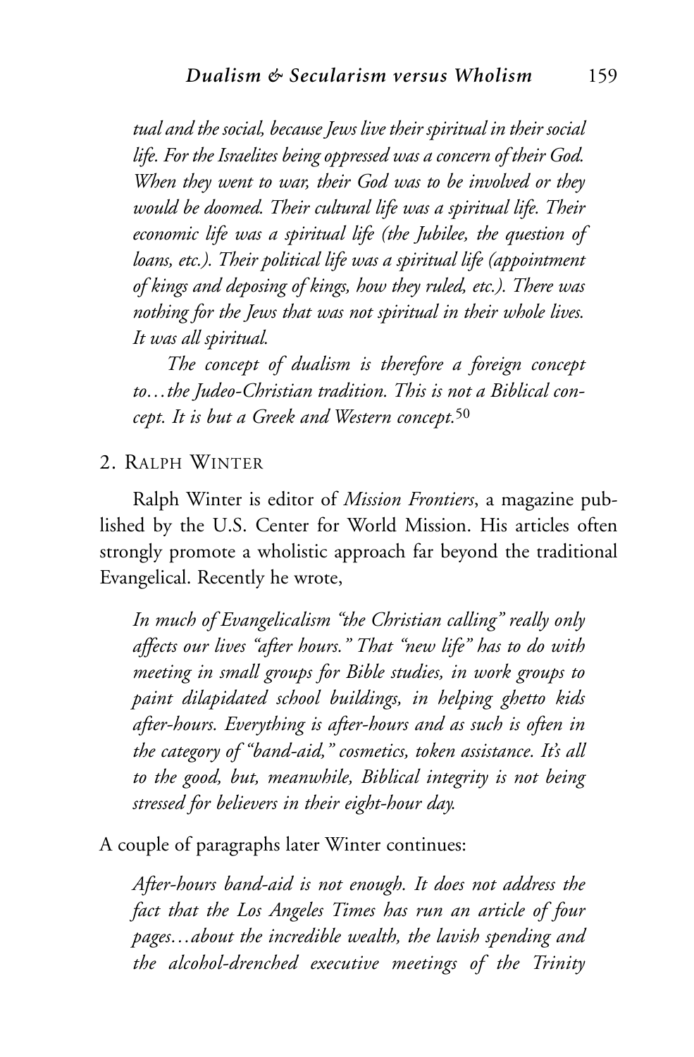*tual and the social, because Jews live their spiritual in their social life. For the Israelites being oppressed was a concern of their God. When they went to war, their God was to be involved or they would be doomed. Their cultural life was a spiritual life. Their economic life was a spiritual life (the Jubilee, the question of loans, etc.). Their political life was a spiritual life (appointment of kings and deposing of kings, how they ruled, etc.). There was nothing for the Jews that was not spiritual in their whole lives. It was all spiritual.*

*The concept of dualism is therefore a foreign concept to…the Judeo-Christian tradition. This is not a Biblical concept. It is but a Greek and Western concept.*[50]

2. Ralph Winter

Ralph Winter is editor of *Mission Frontiers*, a magazine published by the U.S. Center for World Mission. His articles often strongly promote a wholistic approach far beyond the traditional Evangelical. Recently he wrote,

> *In much of Evangelicalism "the Christian calling" really only affects our lives "after hours." That "new life" has to do with meeting in small groups for Bible studies, in work groups to paint dilapidated school buildings, in helping ghetto kids after-hours. Everything is after-hours and as such is often in the category of "band-aid," cosmetics, token assistance. It's all to the good, but, meanwhile, Biblical integrity is not being stressed for believers in their eight-hour day.*

A couple of paragraphs later Winter continues:

> *After-hours band-aid is not enough. It does not address the fact that the Los Angeles Times has run an article of four pages…about the incredible wealth, the lavish spending and the alcohol-drenched executive meetings of the Trinity*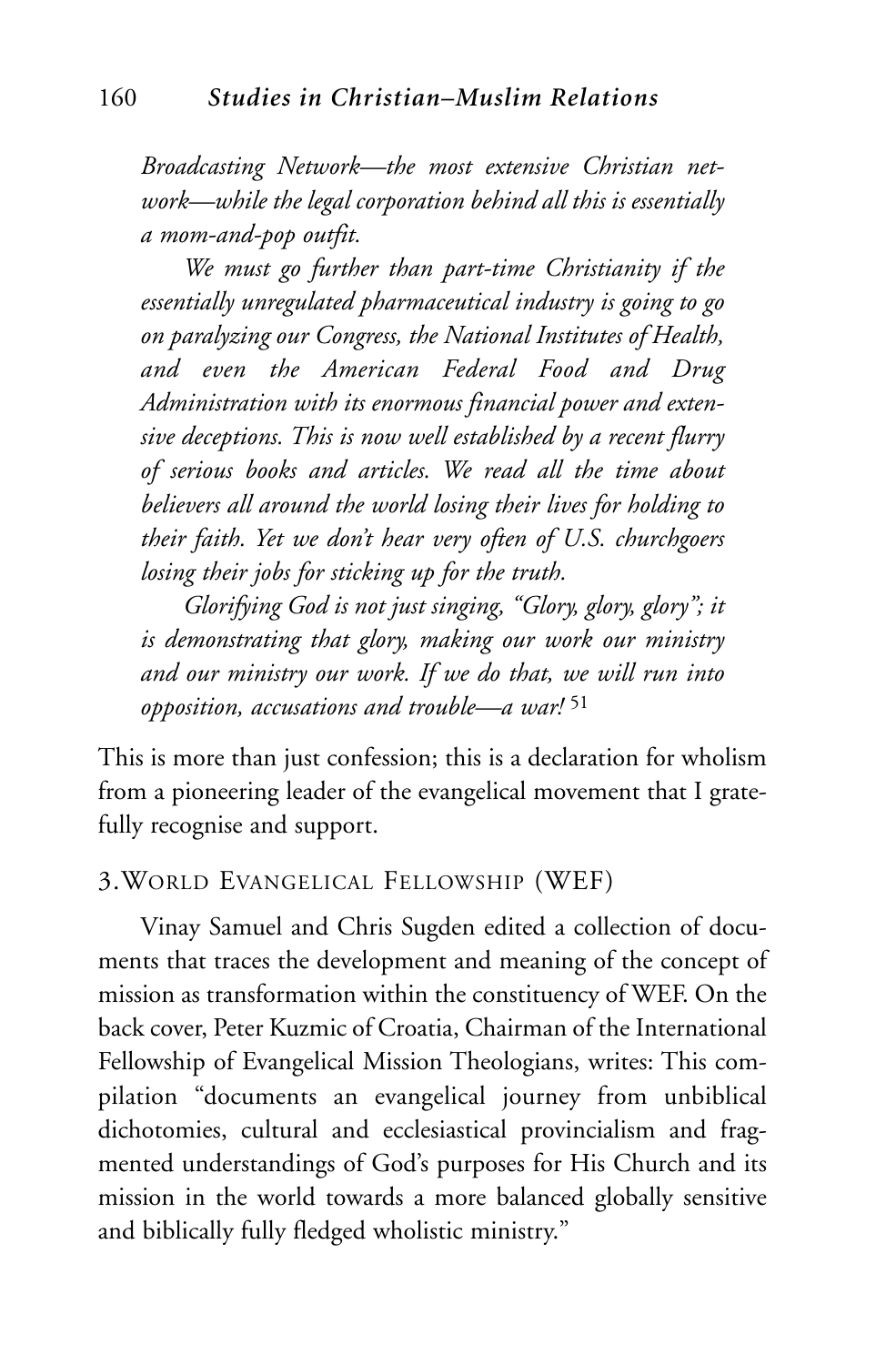*Broadcasting Network—the most extensive Christian network—while the legal corporation behind all this is essentially a mom-and-pop outfit.*

*We must go further than part-time Christianity if the essentially unregulated pharmaceutical industry is going to go on paralyzing our Congress, the National Institutes of Health, and even the American Federal Food and Drug Administration with its enormous financial power and extensive deceptions. This is now well established by a recent flurry of serious books and articles. We read all the time about believers all around the world losing their lives for holding to their faith. Yet we don't hear very often of U.S. churchgoers losing their jobs for sticking up for the truth.*

*Glorifying God is not just singing, "Glory, glory, glory"; it is demonstrating that glory, making our work our ministry and our ministry our work. If we do that, we will run into opposition, accusations and trouble—a war!* [51]

This is more than just confession; this is a declaration for wholism from a pioneering leader of the evangelical movement that I gratefully recognise and support.

### 3. World Evangelical Fellowship (WEF)

Vinay Samuel and Chris Sugden edited a collection of documents that traces the development and meaning of the concept of mission as transformation within the constituency of WEF. On the back cover, Peter Kuzmic of Croatia, Chairman of the International Fellowship of Evangelical Mission Theologians, writes: This compilation "documents an evangelical journey from unbiblical dichotomies, cultural and ecclesiastical provincialism and fragmented understandings of God's purposes for His Church and its mission in the world towards a more balanced globally sensitive and biblically fully fledged wholistic ministry."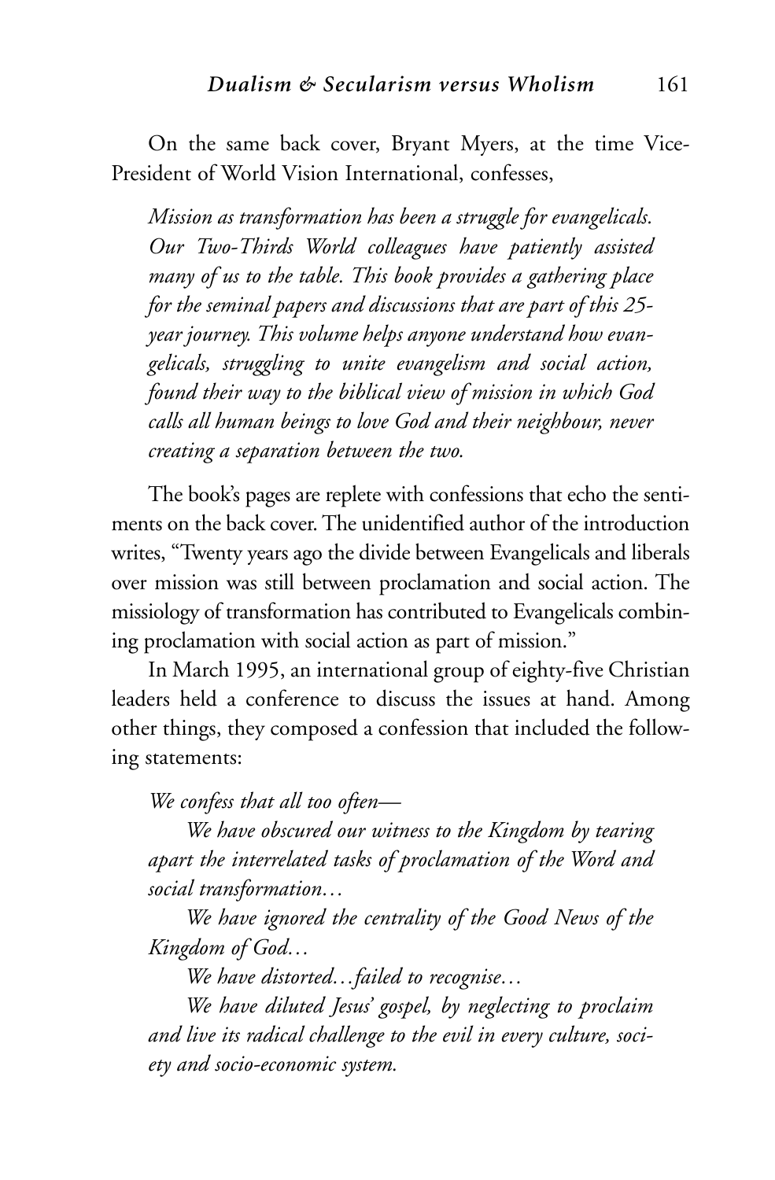On the same back cover, Bryant Myers, at the time Vice-President of World Vision International, confesses,

> *Mission as transformation has been a struggle for evangelicals. Our Two-Thirds World colleagues have patiently assisted many of us to the table. This book provides a gathering place for the seminal papers and discussions that are part of this 25-year journey. This volume helps anyone understand how evangelicals, struggling to unite evangelism and social action, found their way to the biblical view of mission in which God calls all human beings to love God and their neighbour, never creating a separation between the two.*

The book's pages are replete with confessions that echo the sentiments on the back cover. The unidentified author of the introduction writes, "Twenty years ago the divide between Evangelicals and liberals over mission was still between proclamation and social action. The missiology of transformation has contributed to Evangelicals combining proclamation with social action as part of mission."

In March 1995, an international group of eighty-five Christian leaders held a conference to discuss the issues at hand. Among other things, they composed a confession that included the following statements:

> *We confess that all too often—*
>
> *We have obscured our witness to the Kingdom by tearing apart the interrelated tasks of proclamation of the Word and social transformation…*
>
> *We have ignored the centrality of the Good News of the Kingdom of God…*
>
> *We have distorted…failed to recognise…*
>
> *We have diluted Jesus' gospel, by neglecting to proclaim and live its radical challenge to the evil in every culture, society and socio-economic system.*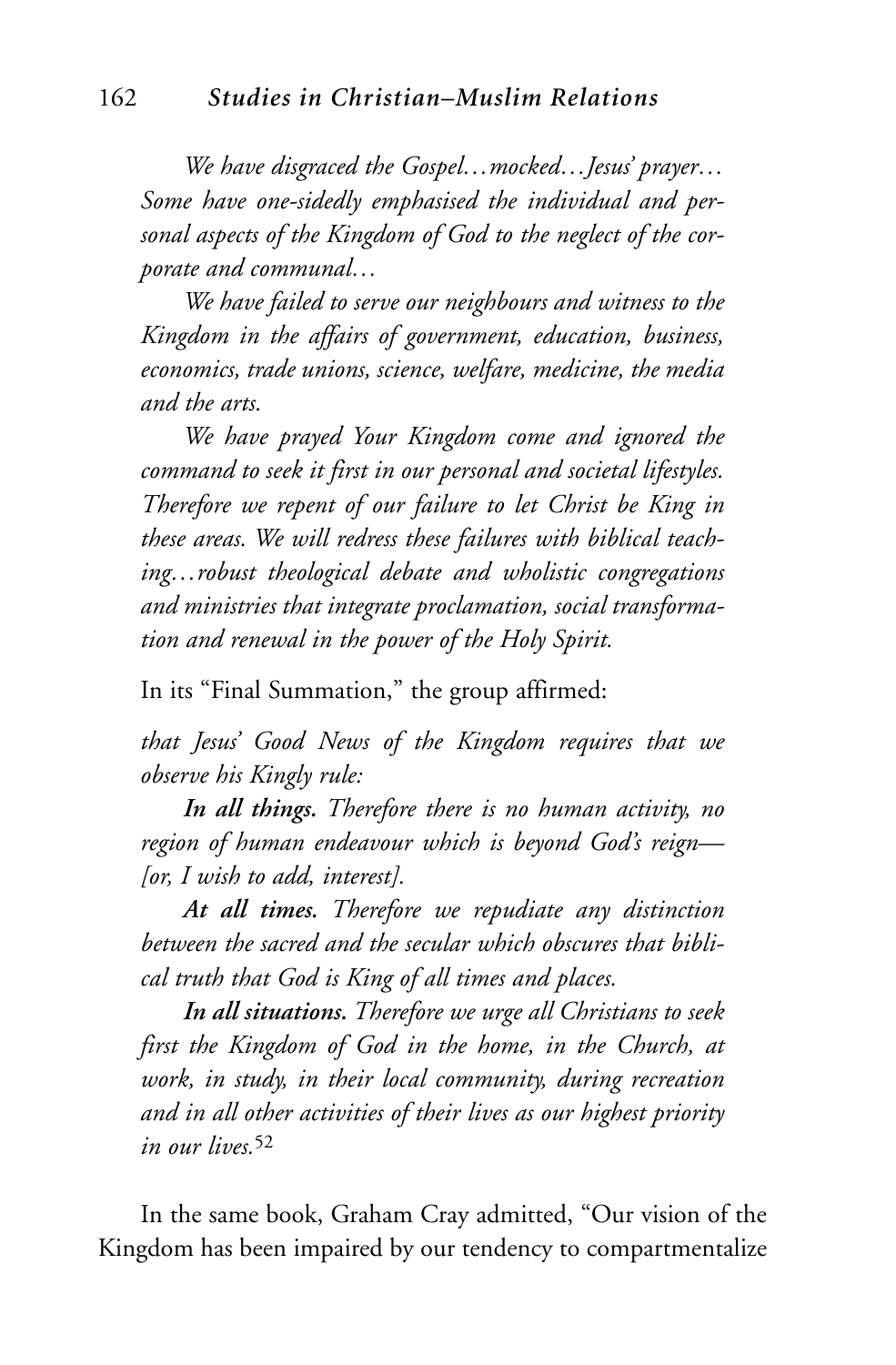*We have disgraced the Gospel…mocked…Jesus' prayer… Some have one-sidedly emphasised the individual and personal aspects of the Kingdom of God to the neglect of the corporate and communal…*

*We have failed to serve our neighbours and witness to the Kingdom in the affairs of government, education, business, economics, trade unions, science, welfare, medicine, the media and the arts.*

*We have prayed Your Kingdom come and ignored the command to seek it first in our personal and societal lifestyles. Therefore we repent of our failure to let Christ be King in these areas. We will redress these failures with biblical teaching…robust theological debate and wholistic congregations and ministries that integrate proclamation, social transformation and renewal in the power of the Holy Spirit.*

In its "Final Summation," the group affirmed:

*that Jesus' Good News of the Kingdom requires that we observe his Kingly rule:*

***In all things.*** *Therefore there is no human activity, no region of human endeavour which is beyond God's reign— [or, I wish to add, interest].*

***At all times.*** *Therefore we repudiate any distinction between the sacred and the secular which obscures that biblical truth that God is King of all times and places.*

***In all situations.*** *Therefore we urge all Christians to seek first the Kingdom of God in the home, in the Church, at work, in study, in their local community, during recreation and in all other activities of their lives as our highest priority in our lives.*[52]

In the same book, Graham Cray admitted, "Our vision of the Kingdom has been impaired by our tendency to compartmentalize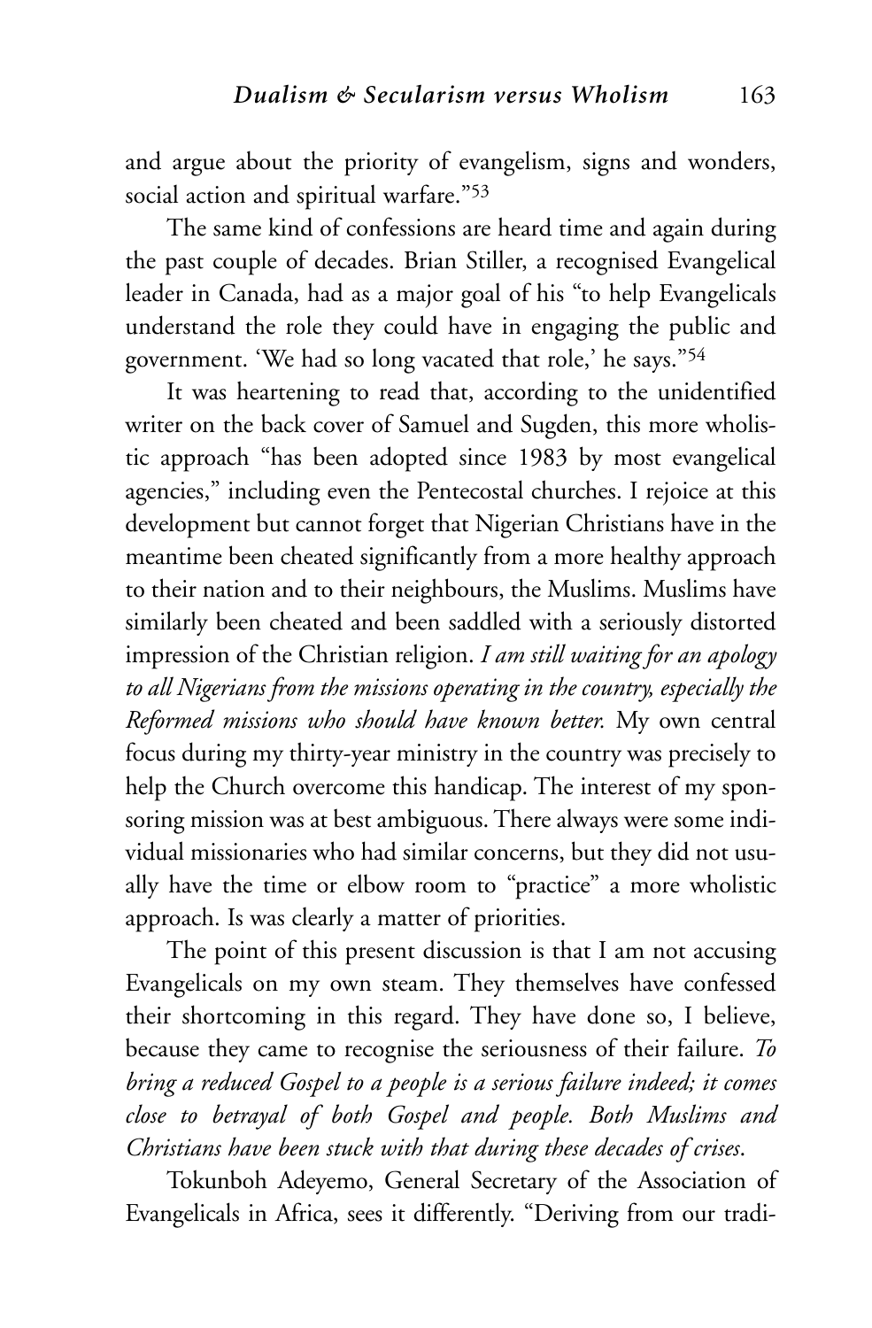and argue about the priority of evangelism, signs and wonders, social action and spiritual warfare."[53]

The same kind of confessions are heard time and again during the past couple of decades. Brian Stiller, a recognised Evangelical leader in Canada, had as a major goal of his "to help Evangelicals understand the role they could have in engaging the public and government. 'We had so long vacated that role,' he says."[54]

It was heartening to read that, according to the unidentified writer on the back cover of Samuel and Sugden, this more wholistic approach "has been adopted since 1983 by most evangelical agencies," including even the Pentecostal churches. I rejoice at this development but cannot forget that Nigerian Christians have in the meantime been cheated significantly from a more healthy approach to their nation and to their neighbours, the Muslims. Muslims have similarly been cheated and been saddled with a seriously distorted impression of the Christian religion. *I am still waiting for an apology to all Nigerians from the missions operating in the country, especially the Reformed missions who should have known better.* My own central focus during my thirty-year ministry in the country was precisely to help the Church overcome this handicap. The interest of my sponsoring mission was at best ambiguous. There always were some individual missionaries who had similar concerns, but they did not usually have the time or elbow room to "practice" a more wholistic approach. Is was clearly a matter of priorities.

The point of this present discussion is that I am not accusing Evangelicals on my own steam. They themselves have confessed their shortcoming in this regard. They have done so, I believe, because they came to recognise the seriousness of their failure. *To bring a reduced Gospel to a people is a serious failure indeed; it comes close to betrayal of both Gospel and people. Both Muslims and Christians have been stuck with that during these decades of crises.*

Tokunboh Adeyemo, General Secretary of the Association of Evangelicals in Africa, sees it differently. "Deriving from our tradi-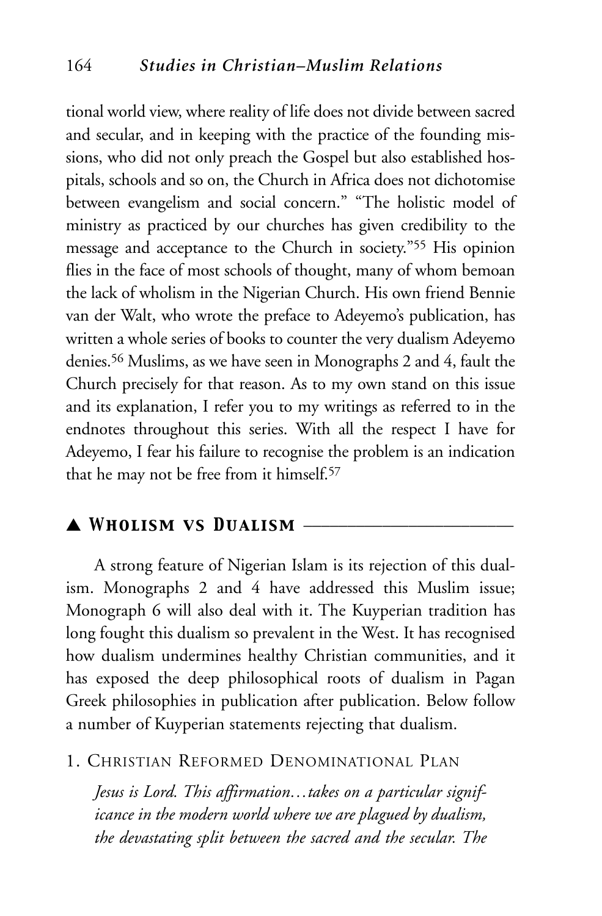tional world view, where reality of life does not divide between sacred and secular, and in keeping with the practice of the founding missions, who did not only preach the Gospel but also established hospitals, schools and so on, the Church in Africa does not dichotomise between evangelism and social concern." "The holistic model of ministry as practiced by our churches has given credibility to the message and acceptance to the Church in society."[55] His opinion flies in the face of most schools of thought, many of whom bemoan the lack of wholism in the Nigerian Church. His own friend Bennie van der Walt, who wrote the preface to Adeyemo's publication, has written a whole series of books to counter the very dualism Adeyemo denies.[56] Muslims, as we have seen in Monographs 2 and 4, fault the Church precisely for that reason. As to my own stand on this issue and its explanation, I refer you to my writings as referred to in the endnotes throughout this series. With all the respect I have for Adeyemo, I fear his failure to recognise the problem is an indication that he may not be free from it himself.[57]

## ▲ Wholism vs Dualism

A strong feature of Nigerian Islam is its rejection of this dualism. Monographs 2 and 4 have addressed this Muslim issue; Monograph 6 will also deal with it. The Kuyperian tradition has long fought this dualism so prevalent in the West. It has recognised how dualism undermines healthy Christian communities, and it has exposed the deep philosophical roots of dualism in Pagan Greek philosophies in publication after publication. Below follow a number of Kuyperian statements rejecting that dualism.

### 1. Christian Reformed Denominational Plan

*Jesus is Lord. This affirmation…takes on a particular significance in the modern world where we are plagued by dualism, the devastating split between the sacred and the secular. The*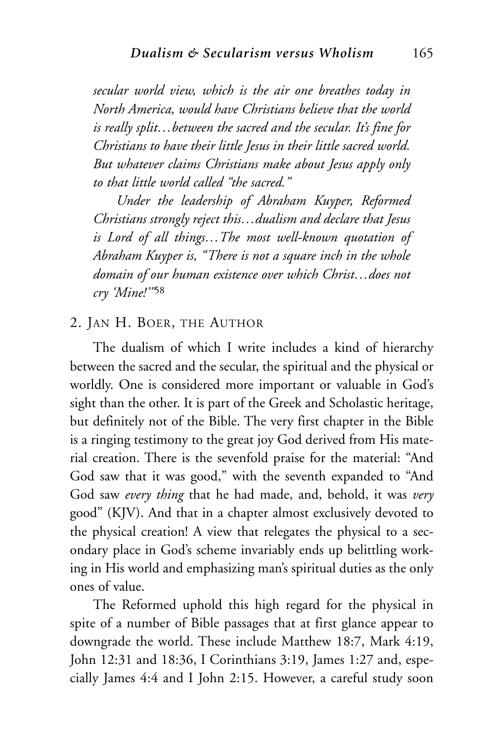*secular world view, which is the air one breathes today in North America, would have Christians believe that the world is really split…between the sacred and the secular. It's fine for Christians to have their little Jesus in their little sacred world. But whatever claims Christians make about Jesus apply only to that little world called "the sacred."*

*Under the leadership of Abraham Kuyper, Reformed Christians strongly reject this…dualism and declare that Jesus is Lord of all things…The most well-known quotation of Abraham Kuyper is, "There is not a square inch in the whole domain of our human existence over which Christ…does not cry 'Mine!'"*[58]

### 2. Jan H. Boer, the Author

The dualism of which I write includes a kind of hierarchy between the sacred and the secular, the spiritual and the physical or worldly. One is considered more important or valuable in God's sight than the other. It is part of the Greek and Scholastic heritage, but definitely not of the Bible. The very first chapter in the Bible is a ringing testimony to the great joy God derived from His material creation. There is the sevenfold praise for the material: "And God saw that it was good," with the seventh expanded to "And God saw *every thing* that he had made, and, behold, it was *very* good" (KJV). And that in a chapter almost exclusively devoted to the physical creation! A view that relegates the physical to a secondary place in God's scheme invariably ends up belittling working in His world and emphasizing man's spiritual duties as the only ones of value.

The Reformed uphold this high regard for the physical in spite of a number of Bible passages that at first glance appear to downgrade the world. These include Matthew 18:7, Mark 4:19, John 12:31 and 18:36, I Corinthians 3:19, James 1:27 and, especially James 4:4 and I John 2:15. However, a careful study soon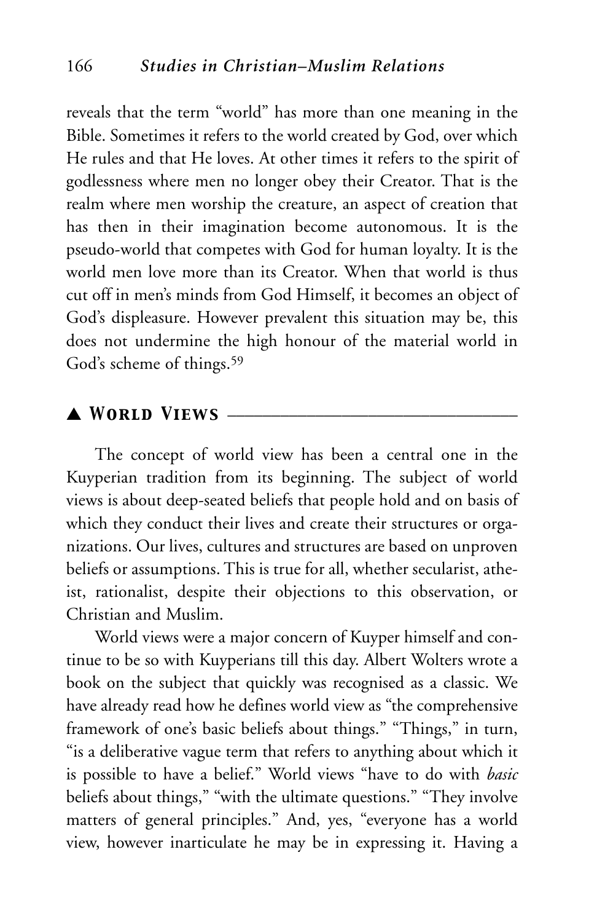reveals that the term "world" has more than one meaning in the Bible. Sometimes it refers to the world created by God, over which He rules and that He loves. At other times it refers to the spirit of godlessness where men no longer obey their Creator. That is the realm where men worship the creature, an aspect of creation that has then in their imagination become autonomous. It is the pseudo-world that competes with God for human loyalty. It is the world men love more than its Creator. When that world is thus cut off in men's minds from God Himself, it becomes an object of God's displeasure. However prevalent this situation may be, this does not undermine the high honour of the material world in God's scheme of things.[59]

## ▲ World Views

The concept of world view has been a central one in the Kuyperian tradition from its beginning. The subject of world views is about deep-seated beliefs that people hold and on basis of which they conduct their lives and create their structures or organizations. Our lives, cultures and structures are based on unproven beliefs or assumptions. This is true for all, whether secularist, atheist, rationalist, despite their objections to this observation, or Christian and Muslim.

World views were a major concern of Kuyper himself and continue to be so with Kuyperians till this day. Albert Wolters wrote a book on the subject that quickly was recognised as a classic. We have already read how he defines world view as "the comprehensive framework of one's basic beliefs about things." "Things," in turn, "is a deliberative vague term that refers to anything about which it is possible to have a belief." World views "have to do with *basic* beliefs about things," "with the ultimate questions." "They involve matters of general principles." And, yes, "everyone has a world view, however inarticulate he may be in expressing it. Having a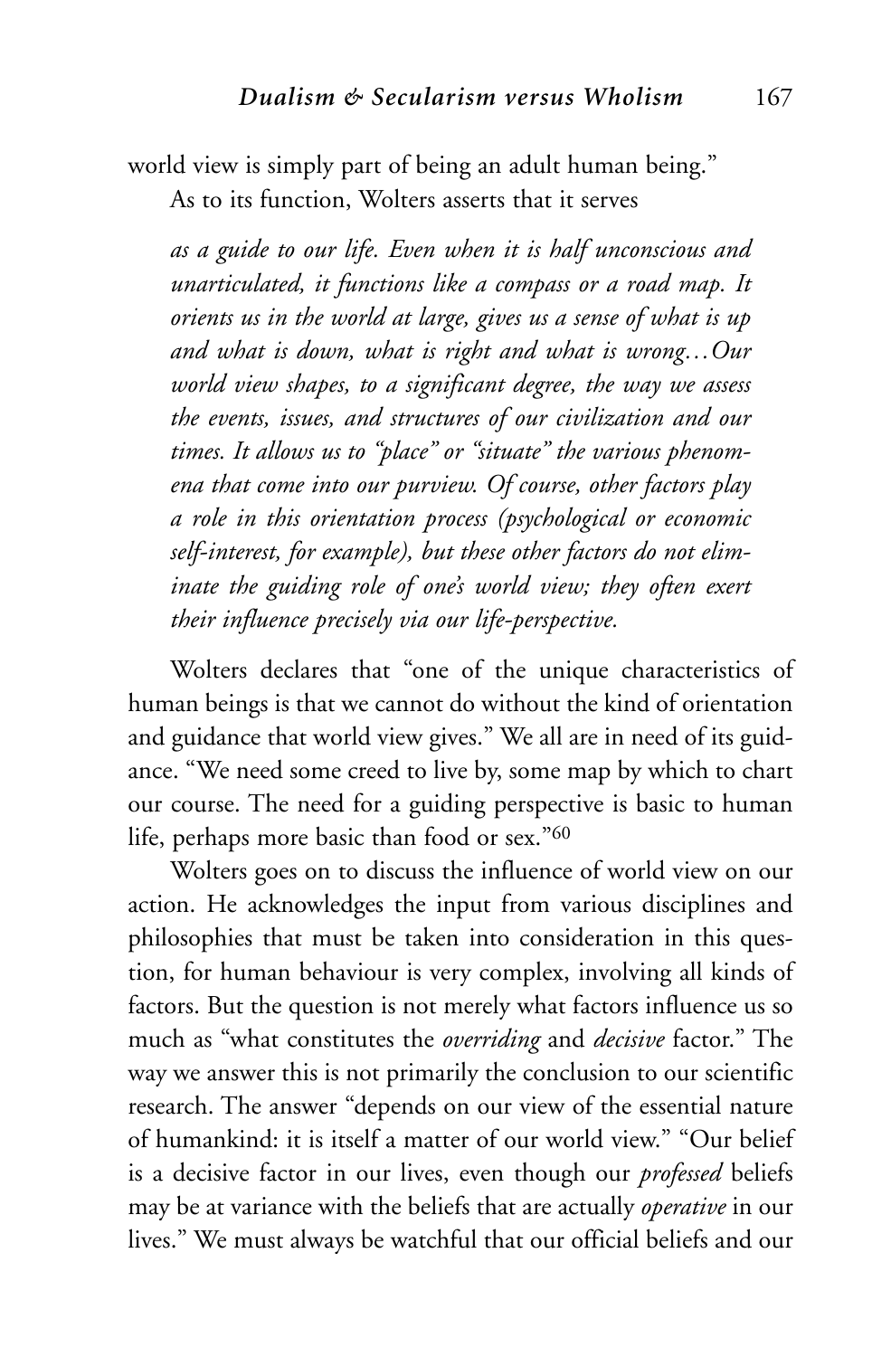world view is simply part of being an adult human being."

As to its function, Wolters asserts that it serves

> *as a guide to our life. Even when it is half unconscious and unarticulated, it functions like a compass or a road map. It orients us in the world at large, gives us a sense of what is up and what is down, what is right and what is wrong…Our world view shapes, to a significant degree, the way we assess the events, issues, and structures of our civilization and our times. It allows us to "place" or "situate" the various phenomena that come into our purview. Of course, other factors play a role in this orientation process (psychological or economic self-interest, for example), but these other factors do not eliminate the guiding role of one's world view; they often exert their influence precisely via our life-perspective.*

Wolters declares that "one of the unique characteristics of human beings is that we cannot do without the kind of orientation and guidance that world view gives." We all are in need of its guidance. "We need some creed to live by, some map by which to chart our course. The need for a guiding perspective is basic to human life, perhaps more basic than food or sex."[60]

Wolters goes on to discuss the influence of world view on our action. He acknowledges the input from various disciplines and philosophies that must be taken into consideration in this question, for human behaviour is very complex, involving all kinds of factors. But the question is not merely what factors influence us so much as "what constitutes the *overriding* and *decisive* factor." The way we answer this is not primarily the conclusion to our scientific research. The answer "depends on our view of the essential nature of humankind: it is itself a matter of our world view." "Our belief is a decisive factor in our lives, even though our *professed* beliefs may be at variance with the beliefs that are actually *operative* in our lives." We must always be watchful that our official beliefs and our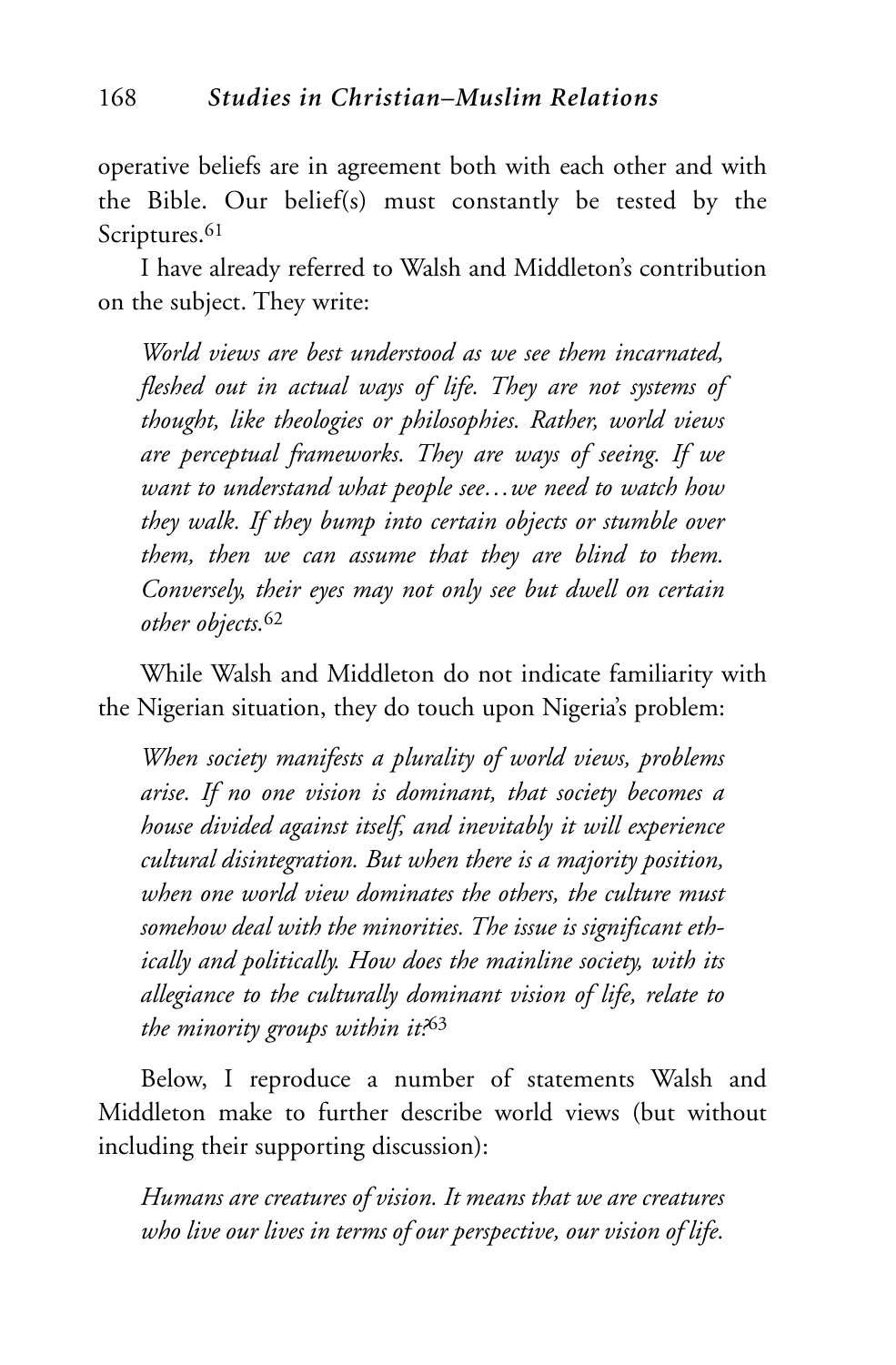operative beliefs are in agreement both with each other and with the Bible. Our belief(s) must constantly be tested by the Scriptures.[61]

I have already referred to Walsh and Middleton's contribution on the subject. They write:

> *World views are best understood as we see them incarnated, fleshed out in actual ways of life. They are not systems of thought, like theologies or philosophies. Rather, world views are perceptual frameworks. They are ways of seeing. If we want to understand what people see…we need to watch how they walk. If they bump into certain objects or stumble over them, then we can assume that they are blind to them. Conversely, their eyes may not only see but dwell on certain other objects.*[62]

While Walsh and Middleton do not indicate familiarity with the Nigerian situation, they do touch upon Nigeria's problem:

> *When society manifests a plurality of world views, problems arise. If no one vision is dominant, that society becomes a house divided against itself, and inevitably it will experience cultural disintegration. But when there is a majority position, when one world view dominates the others, the culture must somehow deal with the minorities. The issue is significant ethically and politically. How does the mainline society, with its allegiance to the culturally dominant vision of life, relate to the minority groups within it?*[63]

Below, I reproduce a number of statements Walsh and Middleton make to further describe world views (but without including their supporting discussion):

> *Humans are creatures of vision. It means that we are creatures who live our lives in terms of our perspective, our vision of life.*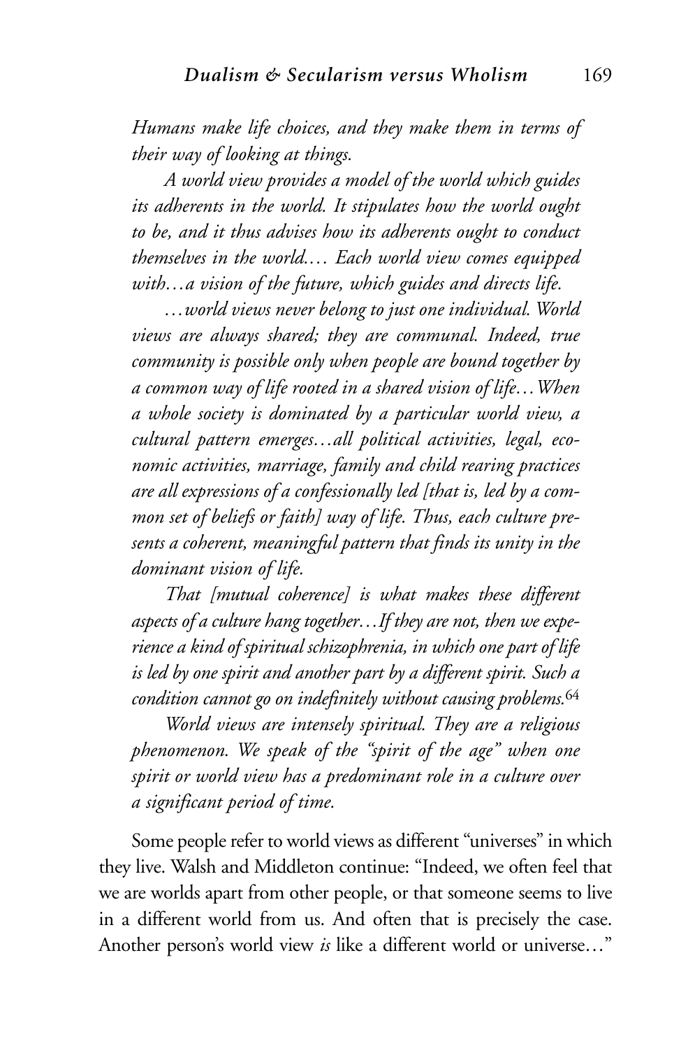*Humans make life choices, and they make them in terms of their way of looking at things.*

*A world view provides a model of the world which guides its adherents in the world. It stipulates how the world ought to be, and it thus advises how its adherents ought to conduct themselves in the world.… Each world view comes equipped with…a vision of the future, which guides and directs life.*

*…world views never belong to just one individual. World views are always shared; they are communal. Indeed, true community is possible only when people are bound together by a common way of life rooted in a shared vision of life…When a whole society is dominated by a particular world view, a cultural pattern emerges…all political activities, legal, economic activities, marriage, family and child rearing practices are all expressions of a confessionally led [that is, led by a common set of beliefs or faith] way of life. Thus, each culture presents a coherent, meaningful pattern that finds its unity in the dominant vision of life.*

*That [mutual coherence] is what makes these different aspects of a culture hang together…If they are not, then we experience a kind of spiritual schizophrenia, in which one part of life is led by one spirit and another part by a different spirit. Such a condition cannot go on indefinitely without causing problems.*[64]

*World views are intensely spiritual. They are a religious phenomenon. We speak of the "spirit of the age" when one spirit or world view has a predominant role in a culture over a significant period of time.*

Some people refer to world views as different "universes" in which they live. Walsh and Middleton continue: "Indeed, we often feel that we are worlds apart from other people, or that someone seems to live in a different world from us. And often that is precisely the case. Another person's world view *is* like a different world or universe…"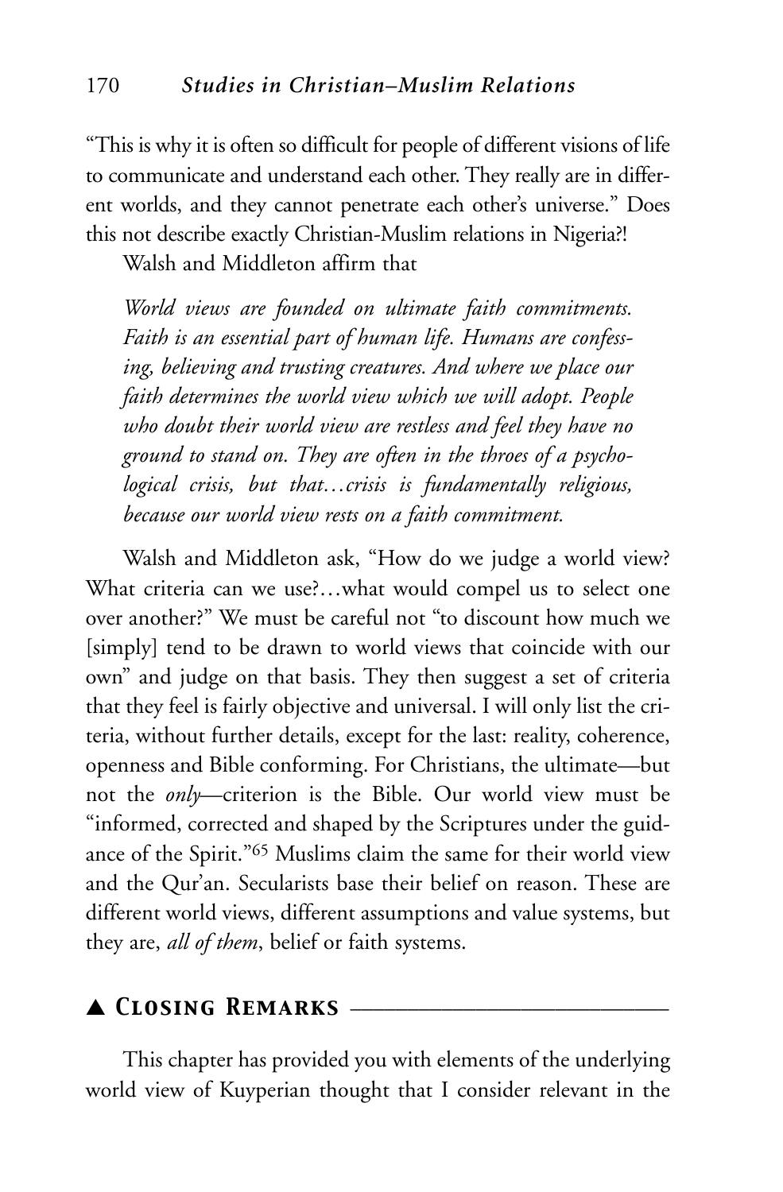"This is why it is often so difficult for people of different visions of life to communicate and understand each other. They really are in different worlds, and they cannot penetrate each other's universe." Does this not describe exactly Christian-Muslim relations in Nigeria?!

Walsh and Middleton affirm that

> *World views are founded on ultimate faith commitments. Faith is an essential part of human life. Humans are confessing, believing and trusting creatures. And where we place our faith determines the world view which we will adopt. People who doubt their world view are restless and feel they have no ground to stand on. They are often in the throes of a psychological crisis, but that…crisis is fundamentally religious, because our world view rests on a faith commitment.*

Walsh and Middleton ask, "How do we judge a world view? What criteria can we use?…what would compel us to select one over another?" We must be careful not "to discount how much we [simply] tend to be drawn to world views that coincide with our own" and judge on that basis. They then suggest a set of criteria that they feel is fairly objective and universal. I will only list the criteria, without further details, except for the last: reality, coherence, openness and Bible conforming. For Christians, the ultimate—but not the *only*—criterion is the Bible. Our world view must be "informed, corrected and shaped by the Scriptures under the guidance of the Spirit."[65] Muslims claim the same for their world view and the Qur'an. Secularists base their belief on reason. These are different world views, different assumptions and value systems, but they are, *all of them*, belief or faith systems.

## ▲ Closing Remarks

This chapter has provided you with elements of the underlying world view of Kuyperian thought that I consider relevant in the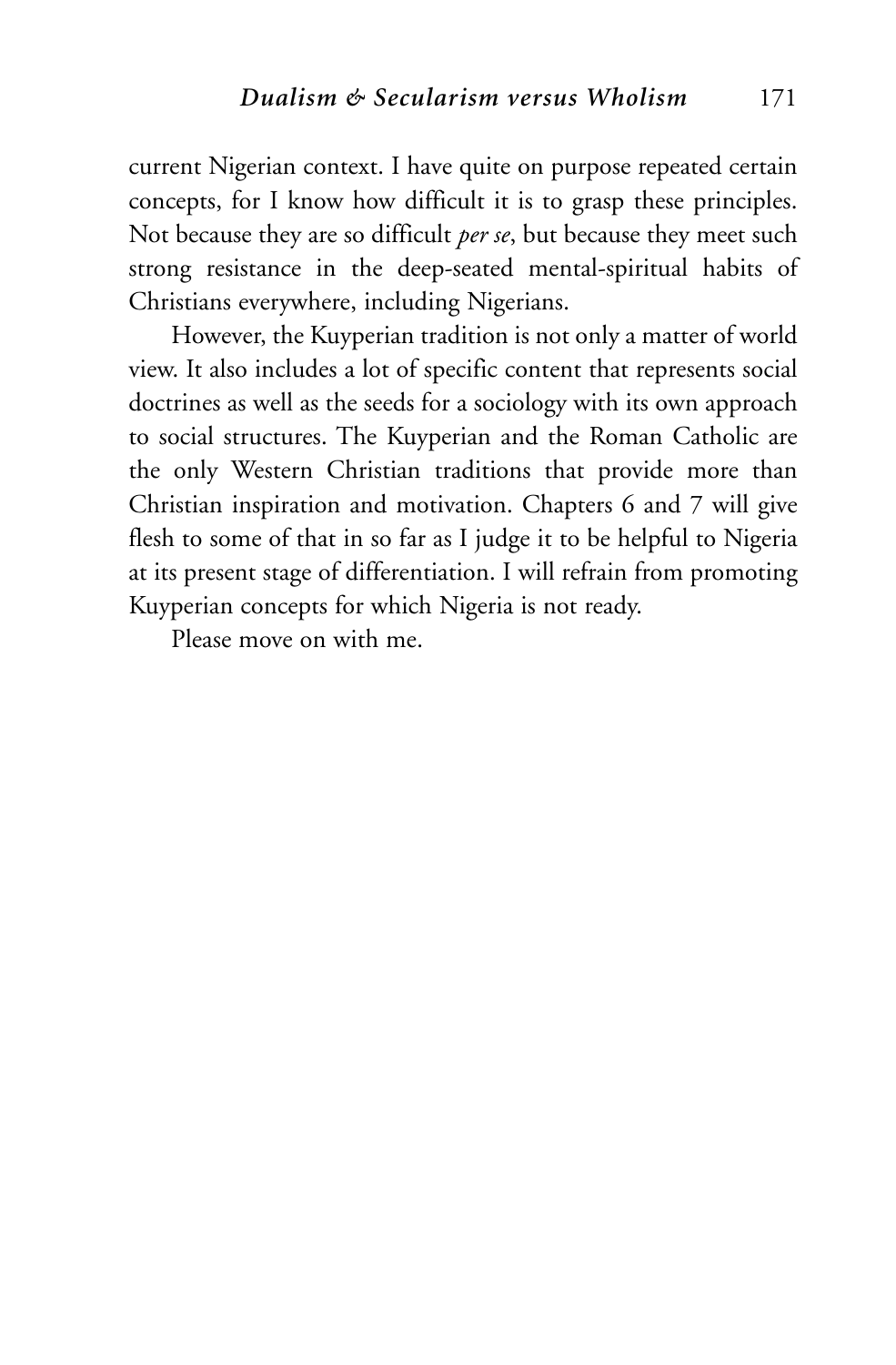current Nigerian context. I have quite on purpose repeated certain concepts, for I know how difficult it is to grasp these principles. Not because they are so difficult *per se*, but because they meet such strong resistance in the deep-seated mental-spiritual habits of Christians everywhere, including Nigerians.

However, the Kuyperian tradition is not only a matter of world view. It also includes a lot of specific content that represents social doctrines as well as the seeds for a sociology with its own approach to social structures. The Kuyperian and the Roman Catholic are the only Western Christian traditions that provide more than Christian inspiration and motivation. Chapters 6 and 7 will give flesh to some of that in so far as I judge it to be helpful to Nigeria at its present stage of differentiation. I will refrain from promoting Kuyperian concepts for which Nigeria is not ready.

Please move on with me.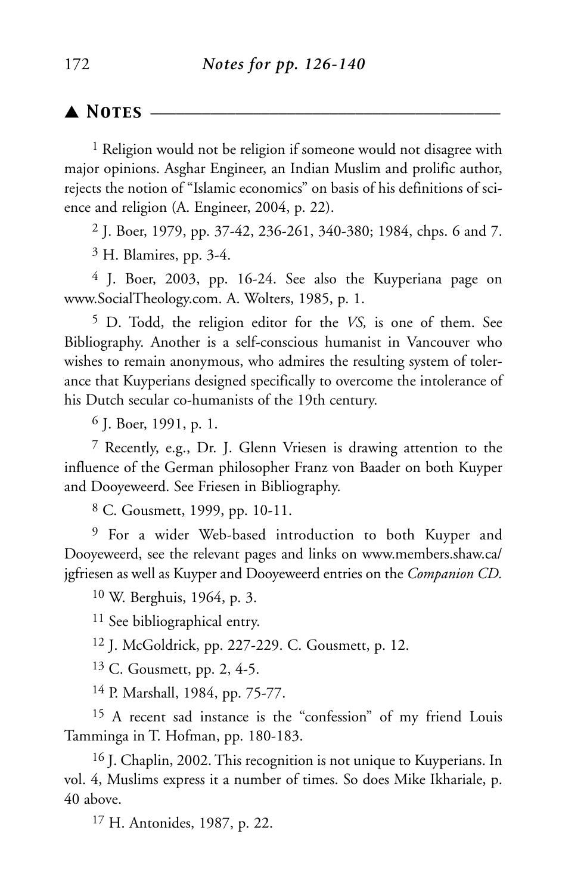## ▲ Notes

[1] Religion would not be religion if someone would not disagree with major opinions. Asghar Engineer, an Indian Muslim and prolific author, rejects the notion of "Islamic economics" on basis of his definitions of science and religion (A. Engineer, 2004, p. 22).

[2] J. Boer, 1979, pp. 37-42, 236-261, 340-380; 1984, chps. 6 and 7.

[3] H. Blamires, pp. 3-4.

[4] J. Boer, 2003, pp. 16-24. See also the Kuyperiana page on www.SocialTheology.com. A. Wolters, 1985, p. 1.

[5] D. Todd, the religion editor for the *VS,* is one of them. See Bibliography. Another is a self-conscious humanist in Vancouver who wishes to remain anonymous, who admires the resulting system of tolerance that Kuyperians designed specifically to overcome the intolerance of his Dutch secular co-humanists of the 19th century.

[6] J. Boer, 1991, p. 1.

[7] Recently, e.g., Dr. J. Glenn Vriesen is drawing attention to the influence of the German philosopher Franz von Baader on both Kuyper and Dooyeweerd. See Friesen in Bibliography.

[8] C. Gousmett, 1999, pp. 10-11.

[9] For a wider Web-based introduction to both Kuyper and Dooyeweerd, see the relevant pages and links on www.members.shaw.ca/jgfriesen as well as Kuyper and Dooyeweerd entries on the *Companion CD.*

[10] W. Berghuis, 1964, p. 3.

[11] See bibliographical entry.

[12] J. McGoldrick, pp. 227-229. C. Gousmett, p. 12.

[13] C. Gousmett, pp. 2, 4-5.

[14] P. Marshall, 1984, pp. 75-77.

[15] A recent sad instance is the "confession" of my friend Louis Tamminga in T. Hofman, pp. 180-183.

[16] J. Chaplin, 2002. This recognition is not unique to Kuyperians. In vol. 4, Muslims express it a number of times. So does Mike Ikhariale, p. 40 above.

[17] H. Antonides, 1987, p. 22.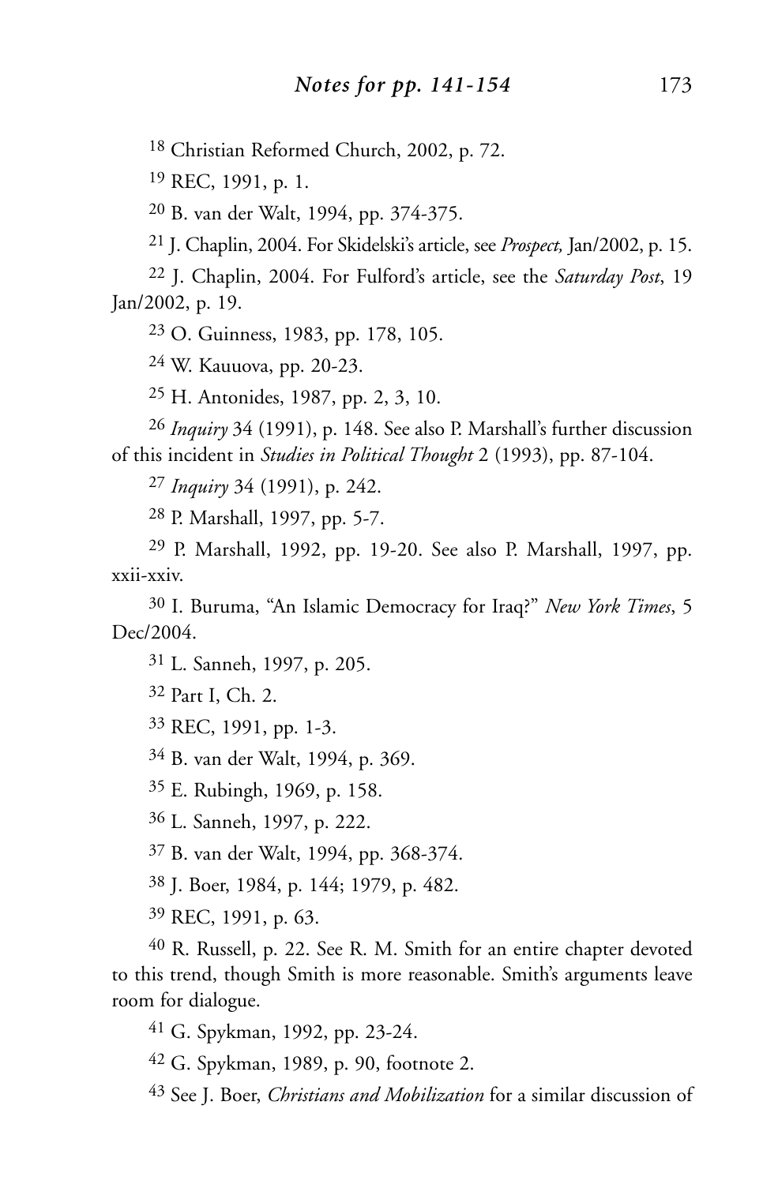[18] Christian Reformed Church, 2002, p. 72.

[19] REC, 1991, p. 1.

[20] B. van der Walt, 1994, pp. 374-375.

[21] J. Chaplin, 2004. For Skidelski's article, see *Prospect,* Jan/2002, p. 15.

[22] J. Chaplin, 2004. For Fulford's article, see the *Saturday Post*, 19 Jan/2002, p. 19.

[23] O. Guinness, 1983, pp. 178, 105.

[24] W. Kauuova, pp. 20-23.

[25] H. Antonides, 1987, pp. 2, 3, 10.

[26] *Inquiry* 34 (1991), p. 148. See also P. Marshall's further discussion of this incident in *Studies in Political Thought* 2 (1993), pp. 87-104.

[27] *Inquiry* 34 (1991), p. 242.

[28] P. Marshall, 1997, pp. 5-7.

[29] P. Marshall, 1992, pp. 19-20. See also P. Marshall, 1997, pp. xxii-xxiv.

[30] I. Buruma, "An Islamic Democracy for Iraq?" *New York Times*, 5 Dec/2004.

[31] L. Sanneh, 1997, p. 205.

[32] Part I, Ch. 2.

[33] REC, 1991, pp. 1-3.

[34] B. van der Walt, 1994, p. 369.

[35] E. Rubingh, 1969, p. 158.

[36] L. Sanneh, 1997, p. 222.

[37] B. van der Walt, 1994, pp. 368-374.

[38] J. Boer, 1984, p. 144; 1979, p. 482.

[39] REC, 1991, p. 63.

[40] R. Russell, p. 22. See R. M. Smith for an entire chapter devoted to this trend, though Smith is more reasonable. Smith's arguments leave room for dialogue.

[41] G. Spykman, 1992, pp. 23-24.

[42] G. Spykman, 1989, p. 90, footnote 2.

[43] See J. Boer, *Christians and Mobilization* for a similar discussion of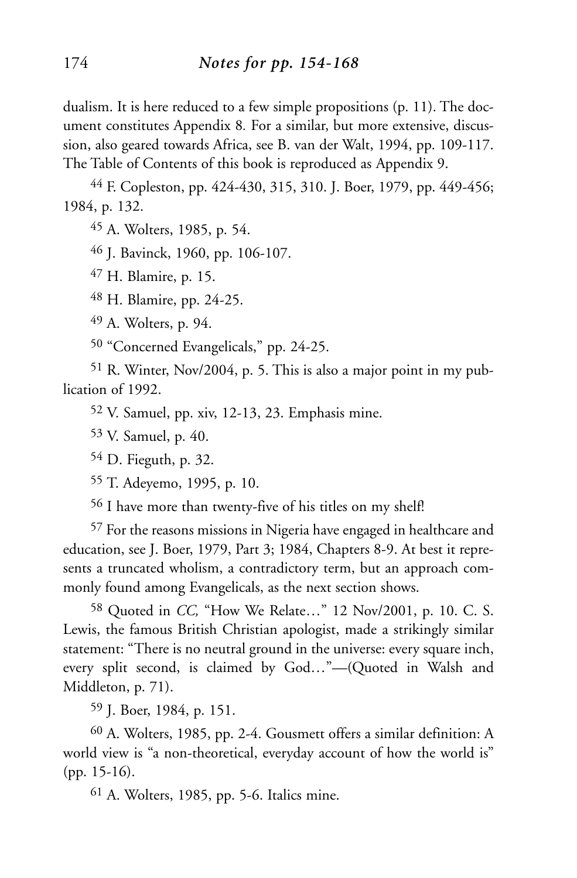dualism. It is here reduced to a few simple propositions (p. 11). The document constitutes Appendix 8. For a similar, but more extensive, discussion, also geared towards Africa, see B. van der Walt, 1994, pp. 109-117. The Table of Contents of this book is reproduced as Appendix 9.

[44] F. Copleston, pp. 424-430, 315, 310. J. Boer, 1979, pp. 449-456; 1984, p. 132.

[45] A. Wolters, 1985, p. 54.

[46] J. Bavinck, 1960, pp. 106-107.

[47] H. Blamire, p. 15.

[48] H. Blamire, pp. 24-25.

[49] A. Wolters, p. 94.

[50] "Concerned Evangelicals," pp. 24-25.

[51] R. Winter, Nov/2004, p. 5. This is also a major point in my publication of 1992.

[52] V. Samuel, pp. xiv, 12-13, 23. Emphasis mine.

[53] V. Samuel, p. 40.

[54] D. Fieguth, p. 32.

[55] T. Adeyemo, 1995, p. 10.

[56] I have more than twenty-five of his titles on my shelf!

[57] For the reasons missions in Nigeria have engaged in healthcare and education, see J. Boer, 1979, Part 3; 1984, Chapters 8-9. At best it represents a truncated wholism, a contradictory term, but an approach commonly found among Evangelicals, as the next section shows.

[58] Quoted in *CC,* "How We Relate…" 12 Nov/2001, p. 10. C. S. Lewis, the famous British Christian apologist, made a strikingly similar statement: "There is no neutral ground in the universe: every square inch, every split second, is claimed by God…"—(Quoted in Walsh and Middleton, p. 71).

[59] J. Boer, 1984, p. 151.

[60] A. Wolters, 1985, pp. 2-4. Gousmett offers a similar definition: A world view is "a non-theoretical, everyday account of how the world is" (pp. 15-16).

[61] A. Wolters, 1985, pp. 5-6. Italics mine.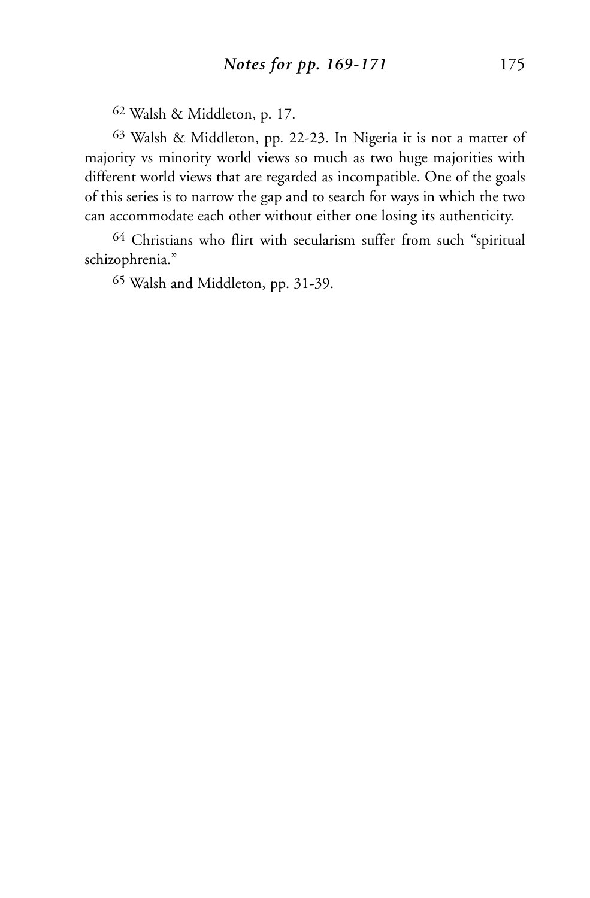[62] Walsh & Middleton, p. 17.

[63] Walsh & Middleton, pp. 22-23. In Nigeria it is not a matter of majority vs minority world views so much as two huge majorities with different world views that are regarded as incompatible. One of the goals of this series is to narrow the gap and to search for ways in which the two can accommodate each other without either one losing its authenticity.

[64] Christians who flirt with secularism suffer from such "spiritual schizophrenia."

[65] Walsh and Middleton, pp. 31-39.